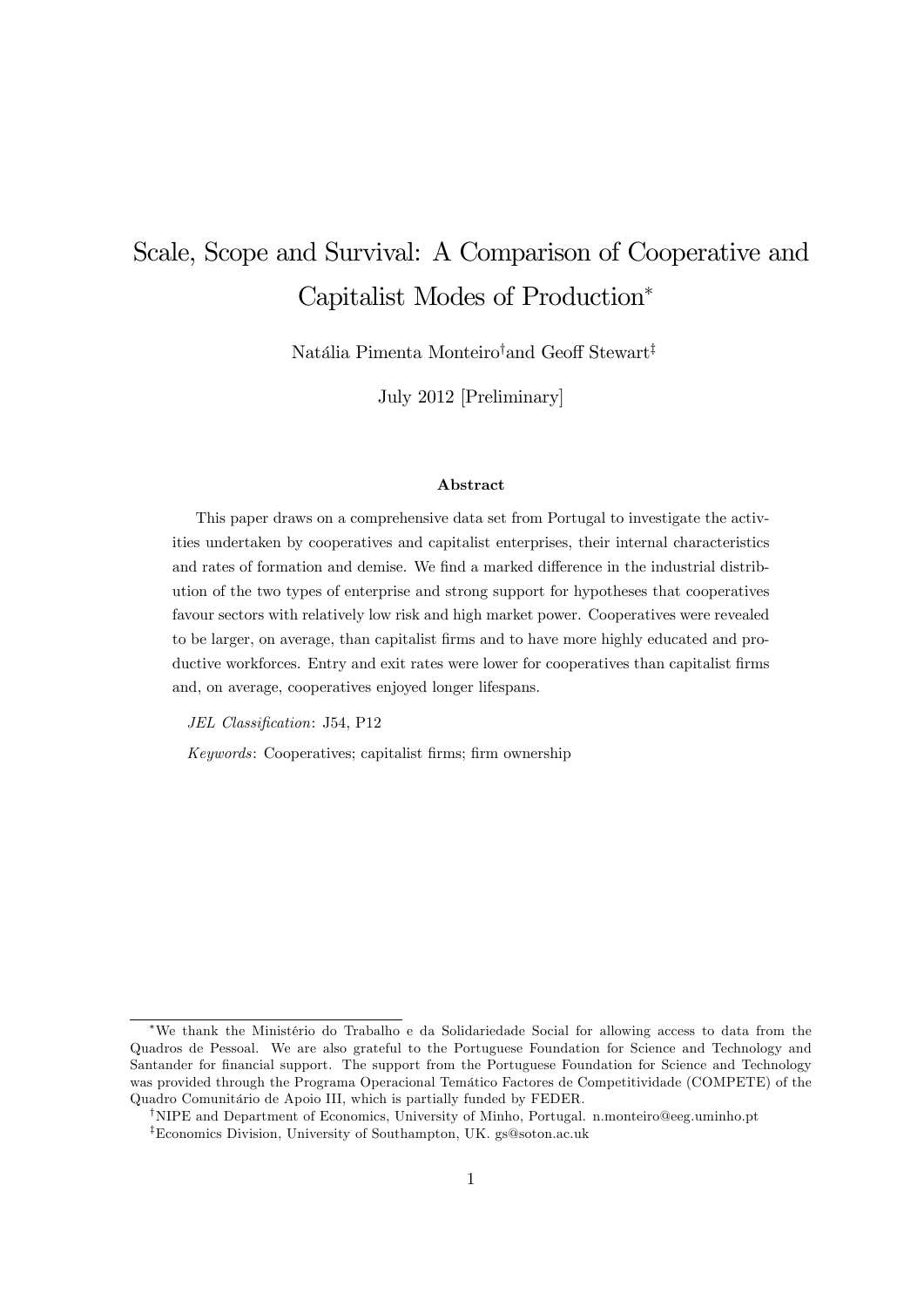# Scale, Scope and Survival: A Comparison of Cooperative and Capitalist Modes of Production[*]

Natália Pimenta Monteiro[†] and Geoff Stewart[‡]

July 2012 [Preliminary]

### Abstract

This paper draws on a comprehensive data set from Portugal to investigate the activities undertaken by cooperatives and capitalist enterprises, their internal characteristics and rates of formation and demise. We find a marked difference in the industrial distribution of the two types of enterprise and strong support for hypotheses that cooperatives favour sectors with relatively low risk and high market power. Cooperatives were revealed to be larger, on average, than capitalist firms and to have more highly educated and productive workforces. Entry and exit rates were lower for cooperatives than capitalist firms and, on average, cooperatives enjoyed longer lifespans.

*JEL Classification*: J54, P12

*Keywords*: Cooperatives; capitalist firms; firm ownership

---

[*] We thank the Ministério do Trabalho e da Solidariedade Social for allowing access to data from the Quadros de Pessoal. We are also grateful to the Portuguese Foundation for Science and Technology and Santander for financial support. The support from the Portuguese Foundation for Science and Technology was provided through the Programa Operacional Temático Factores de Competitividade (COMPETE) of the Quadro Comunitário de Apoio III, which is partially funded by FEDER.

[†] NIPE and Department of Economics, University of Minho, Portugal. n.monteiro@eeg.uminho.pt

[‡] Economics Division, University of Southampton, UK. gs@soton.ac.uk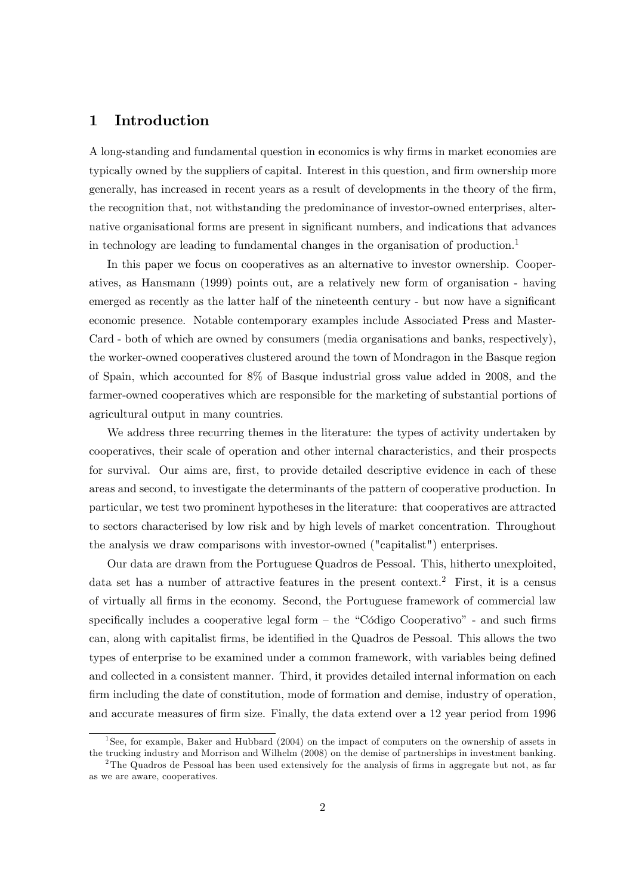# 1 Introduction

A long-standing and fundamental question in economics is why firms in market economies are typically owned by the suppliers of capital. Interest in this question, and firm ownership more generally, has increased in recent years as a result of developments in the theory of the firm, the recognition that, not withstanding the predominance of investor-owned enterprises, alternative organisational forms are present in significant numbers, and indications that advances in technology are leading to fundamental changes in the organisation of production.[1]

In this paper we focus on cooperatives as an alternative to investor ownership. Cooperatives, as Hansmann (1999) points out, are a relatively new form of organisation - having emerged as recently as the latter half of the nineteenth century - but now have a significant economic presence. Notable contemporary examples include Associated Press and MasterCard - both of which are owned by consumers (media organisations and banks, respectively), the worker-owned cooperatives clustered around the town of Mondragon in the Basque region of Spain, which accounted for 8% of Basque industrial gross value added in 2008, and the farmer-owned cooperatives which are responsible for the marketing of substantial portions of agricultural output in many countries.

We address three recurring themes in the literature: the types of activity undertaken by cooperatives, their scale of operation and other internal characteristics, and their prospects for survival. Our aims are, first, to provide detailed descriptive evidence in each of these areas and second, to investigate the determinants of the pattern of cooperative production. In particular, we test two prominent hypotheses in the literature: that cooperatives are attracted to sectors characterised by low risk and by high levels of market concentration. Throughout the analysis we draw comparisons with investor-owned ("capitalist") enterprises.

Our data are drawn from the Portuguese Quadros de Pessoal. This, hitherto unexploited, data set has a number of attractive features in the present context.[2] First, it is a census of virtually all firms in the economy. Second, the Portuguese framework of commercial law specifically includes a cooperative legal form – the "Código Cooperativo" - and such firms can, along with capitalist firms, be identified in the Quadros de Pessoal. This allows the two types of enterprise to be examined under a common framework, with variables being defined and collected in a consistent manner. Third, it provides detailed internal information on each firm including the date of constitution, mode of formation and demise, industry of operation, and accurate measures of firm size. Finally, the data extend over a 12 year period from 1996

[1] See, for example, Baker and Hubbard (2004) on the impact of computers on the ownership of assets in the trucking industry and Morrison and Wilhelm (2008) on the demise of partnerships in investment banking.

[2] The Quadros de Pessoal has been used extensively for the analysis of firms in aggregate but not, as far as we are aware, cooperatives.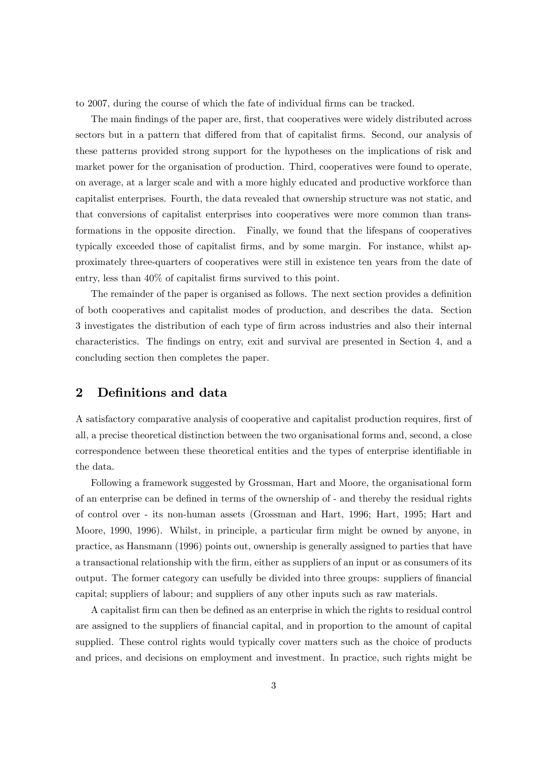to 2007, during the course of which the fate of individual firms can be tracked.

The main findings of the paper are, first, that cooperatives were widely distributed across sectors but in a pattern that differed from that of capitalist firms. Second, our analysis of these patterns provided strong support for the hypotheses on the implications of risk and market power for the organisation of production. Third, cooperatives were found to operate, on average, at a larger scale and with a more highly educated and productive workforce than capitalist enterprises. Fourth, the data revealed that ownership structure was not static, and that conversions of capitalist enterprises into cooperatives were more common than transformations in the opposite direction. Finally, we found that the lifespans of cooperatives typically exceeded those of capitalist firms, and by some margin. For instance, whilst approximately three-quarters of cooperatives were still in existence ten years from the date of entry, less than 40% of capitalist firms survived to this point.

The remainder of the paper is organised as follows. The next section provides a definition of both cooperatives and capitalist modes of production, and describes the data. Section 3 investigates the distribution of each type of firm across industries and also their internal characteristics. The findings on entry, exit and survival are presented in Section 4, and a concluding section then completes the paper.

## 2 Definitions and data

A satisfactory comparative analysis of cooperative and capitalist production requires, first of all, a precise theoretical distinction between the two organisational forms and, second, a close correspondence between these theoretical entities and the types of enterprise identifiable in the data.

Following a framework suggested by Grossman, Hart and Moore, the organisational form of an enterprise can be defined in terms of the ownership of - and thereby the residual rights of control over - its non-human assets (Grossman and Hart, 1996; Hart, 1995; Hart and Moore, 1990, 1996). Whilst, in principle, a particular firm might be owned by anyone, in practice, as Hansmann (1996) points out, ownership is generally assigned to parties that have a transactional relationship with the firm, either as suppliers of an input or as consumers of its output. The former category can usefully be divided into three groups: suppliers of financial capital; suppliers of labour; and suppliers of any other inputs such as raw materials.

A capitalist firm can then be defined as an enterprise in which the rights to residual control are assigned to the suppliers of financial capital, and in proportion to the amount of capital supplied. These control rights would typically cover matters such as the choice of products and prices, and decisions on employment and investment. In practice, such rights might be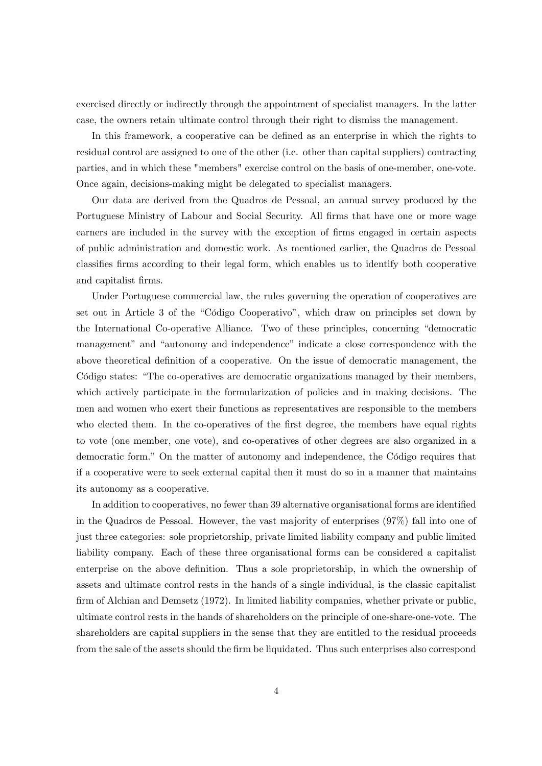exercised directly or indirectly through the appointment of specialist managers. In the latter case, the owners retain ultimate control through their right to dismiss the management.

In this framework, a cooperative can be defined as an enterprise in which the rights to residual control are assigned to one of the other (i.e. other than capital suppliers) contracting parties, and in which these "members" exercise control on the basis of one-member, one-vote. Once again, decisions-making might be delegated to specialist managers.

Our data are derived from the Quadros de Pessoal, an annual survey produced by the Portuguese Ministry of Labour and Social Security. All firms that have one or more wage earners are included in the survey with the exception of firms engaged in certain aspects of public administration and domestic work. As mentioned earlier, the Quadros de Pessoal classifies firms according to their legal form, which enables us to identify both cooperative and capitalist firms.

Under Portuguese commercial law, the rules governing the operation of cooperatives are set out in Article 3 of the "Código Cooperativo", which draw on principles set down by the International Co-operative Alliance. Two of these principles, concerning "democratic management" and "autonomy and independence" indicate a close correspondence with the above theoretical definition of a cooperative. On the issue of democratic management, the Código states: "The co-operatives are democratic organizations managed by their members, which actively participate in the formularization of policies and in making decisions. The men and women who exert their functions as representatives are responsible to the members who elected them. In the co-operatives of the first degree, the members have equal rights to vote (one member, one vote), and co-operatives of other degrees are also organized in a democratic form." On the matter of autonomy and independence, the Código requires that if a cooperative were to seek external capital then it must do so in a manner that maintains its autonomy as a cooperative.

In addition to cooperatives, no fewer than 39 alternative organisational forms are identified in the Quadros de Pessoal. However, the vast majority of enterprises (97%) fall into one of just three categories: sole proprietorship, private limited liability company and public limited liability company. Each of these three organisational forms can be considered a capitalist enterprise on the above definition. Thus a sole proprietorship, in which the ownership of assets and ultimate control rests in the hands of a single individual, is the classic capitalist firm of Alchian and Demsetz (1972). In limited liability companies, whether private or public, ultimate control rests in the hands of shareholders on the principle of one-share-one-vote. The shareholders are capital suppliers in the sense that they are entitled to the residual proceeds from the sale of the assets should the firm be liquidated. Thus such enterprises also correspond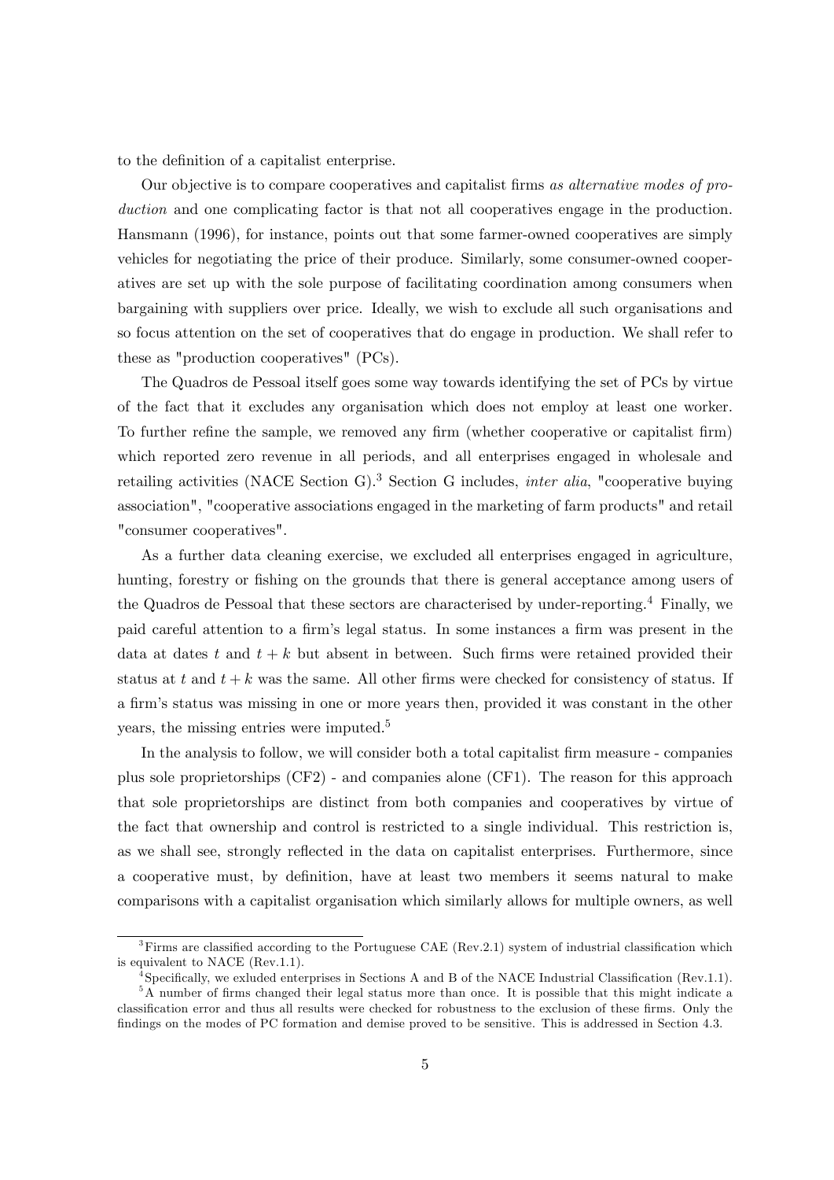to the definition of a capitalist enterprise.

Our objective is to compare cooperatives and capitalist firms *as alternative modes of production* and one complicating factor is that not all cooperatives engage in the production. Hansmann (1996), for instance, points out that some farmer-owned cooperatives are simply vehicles for negotiating the price of their produce. Similarly, some consumer-owned cooperatives are set up with the sole purpose of facilitating coordination among consumers when bargaining with suppliers over price. Ideally, we wish to exclude all such organisations and so focus attention on the set of cooperatives that do engage in production. We shall refer to these as "production cooperatives" (PCs).

The Quadros de Pessoal itself goes some way towards identifying the set of PCs by virtue of the fact that it excludes any organisation which does not employ at least one worker. To further refine the sample, we removed any firm (whether cooperative or capitalist firm) which reported zero revenue in all periods, and all enterprises engaged in wholesale and retailing activities (NACE Section G).[3] Section G includes, *inter alia*, "cooperative buying association", "cooperative associations engaged in the marketing of farm products" and retail "consumer cooperatives".

As a further data cleaning exercise, we excluded all enterprises engaged in agriculture, hunting, forestry or fishing on the grounds that there is general acceptance among users of the Quadros de Pessoal that these sectors are characterised by under-reporting.[4] Finally, we paid careful attention to a firm's legal status. In some instances a firm was present in the data at dates $t$ and $t + k$ but absent in between. Such firms were retained provided their status at $t$ and $t + k$ was the same. All other firms were checked for consistency of status. If a firm's status was missing in one or more years then, provided it was constant in the other years, the missing entries were imputed.[5]

In the analysis to follow, we will consider both a total capitalist firm measure - companies plus sole proprietorships (CF2) - and companies alone (CF1). The reason for this approach that sole proprietorships are distinct from both companies and cooperatives by virtue of the fact that ownership and control is restricted to a single individual. This restriction is, as we shall see, strongly reflected in the data on capitalist enterprises. Furthermore, since a cooperative must, by definition, have at least two members it seems natural to make comparisons with a capitalist organisation which similarly allows for multiple owners, as well

---

[3] Firms are classified according to the Portuguese CAE (Rev.2.1) system of industrial classification which is equivalent to NACE (Rev.1.1).

[4] Specifically, we exluded enterprises in Sections A and B of the NACE Industrial Classification (Rev.1.1).

[5] A number of firms changed their legal status more than once. It is possible that this might indicate a classification error and thus all results were checked for robustness to the exclusion of these firms. Only the findings on the modes of PC formation and demise proved to be sensitive. This is addressed in Section 4.3.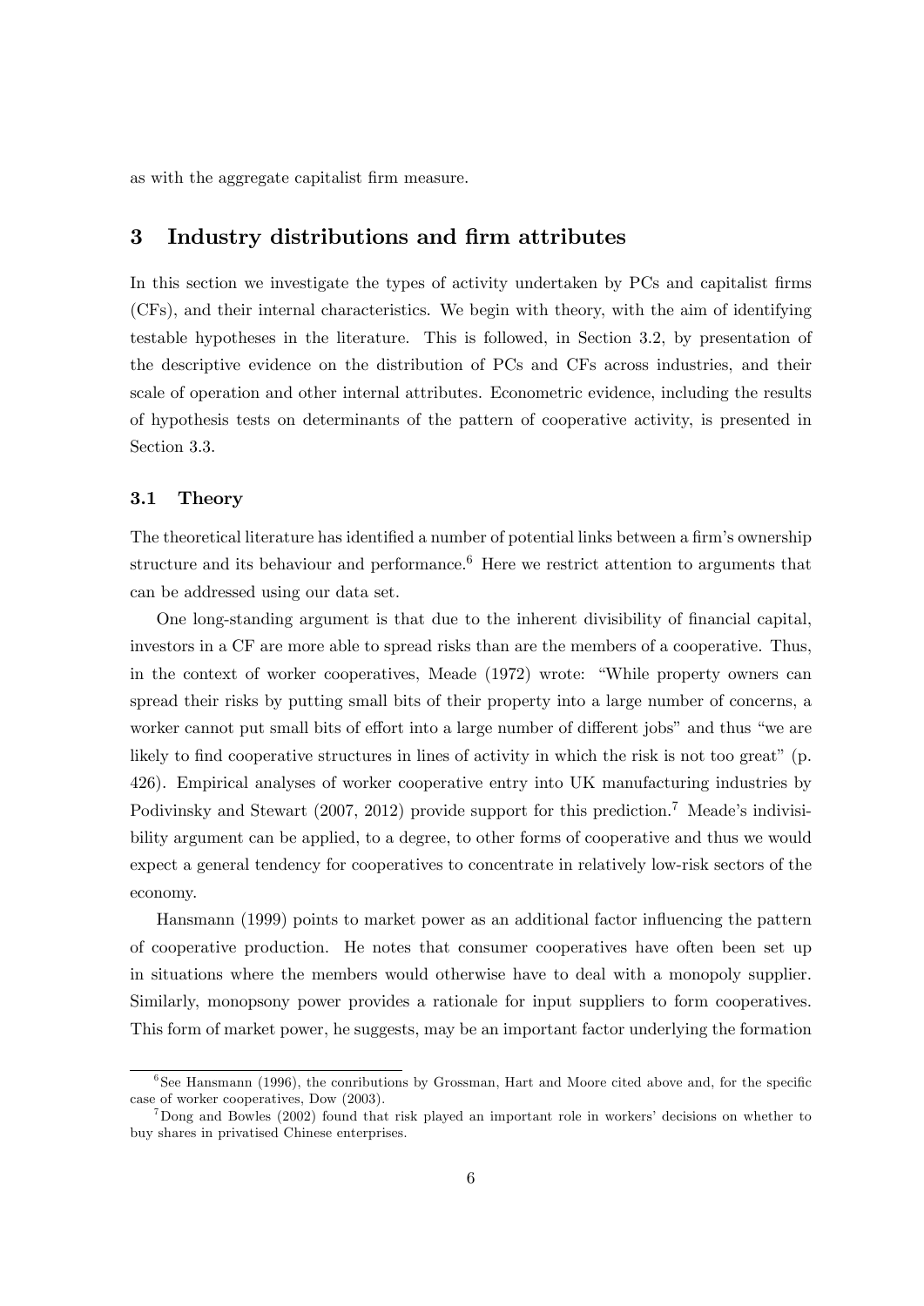as with the aggregate capitalist firm measure.

## 3 Industry distributions and firm attributes

In this section we investigate the types of activity undertaken by PCs and capitalist firms (CFs), and their internal characteristics. We begin with theory, with the aim of identifying testable hypotheses in the literature. This is followed, in Section 3.2, by presentation of the descriptive evidence on the distribution of PCs and CFs across industries, and their scale of operation and other internal attributes. Econometric evidence, including the results of hypothesis tests on determinants of the pattern of cooperative activity, is presented in Section 3.3.

### 3.1 Theory

The theoretical literature has identified a number of potential links between a firm's ownership structure and its behaviour and performance.[6] Here we restrict attention to arguments that can be addressed using our data set.

One long-standing argument is that due to the inherent divisibility of financial capital, investors in a CF are more able to spread risks than are the members of a cooperative. Thus, in the context of worker cooperatives, Meade (1972) wrote: "While property owners can spread their risks by putting small bits of their property into a large number of concerns, a worker cannot put small bits of effort into a large number of different jobs" and thus "we are likely to find cooperative structures in lines of activity in which the risk is not too great" (p. 426). Empirical analyses of worker cooperative entry into UK manufacturing industries by Podivinsky and Stewart (2007, 2012) provide support for this prediction.[7] Meade's indivisibility argument can be applied, to a degree, to other forms of cooperative and thus we would expect a general tendency for cooperatives to concentrate in relatively low-risk sectors of the economy.

Hansmann (1999) points to market power as an additional factor influencing the pattern of cooperative production. He notes that consumer cooperatives have often been set up in situations where the members would otherwise have to deal with a monopoly supplier. Similarly, monopsony power provides a rationale for input suppliers to form cooperatives. This form of market power, he suggests, may be an important factor underlying the formation

[6] See Hansmann (1996), the conributions by Grossman, Hart and Moore cited above and, for the specific case of worker cooperatives, Dow (2003).

[7] Dong and Bowles (2002) found that risk played an important role in workers' decisions on whether to buy shares in privatised Chinese enterprises.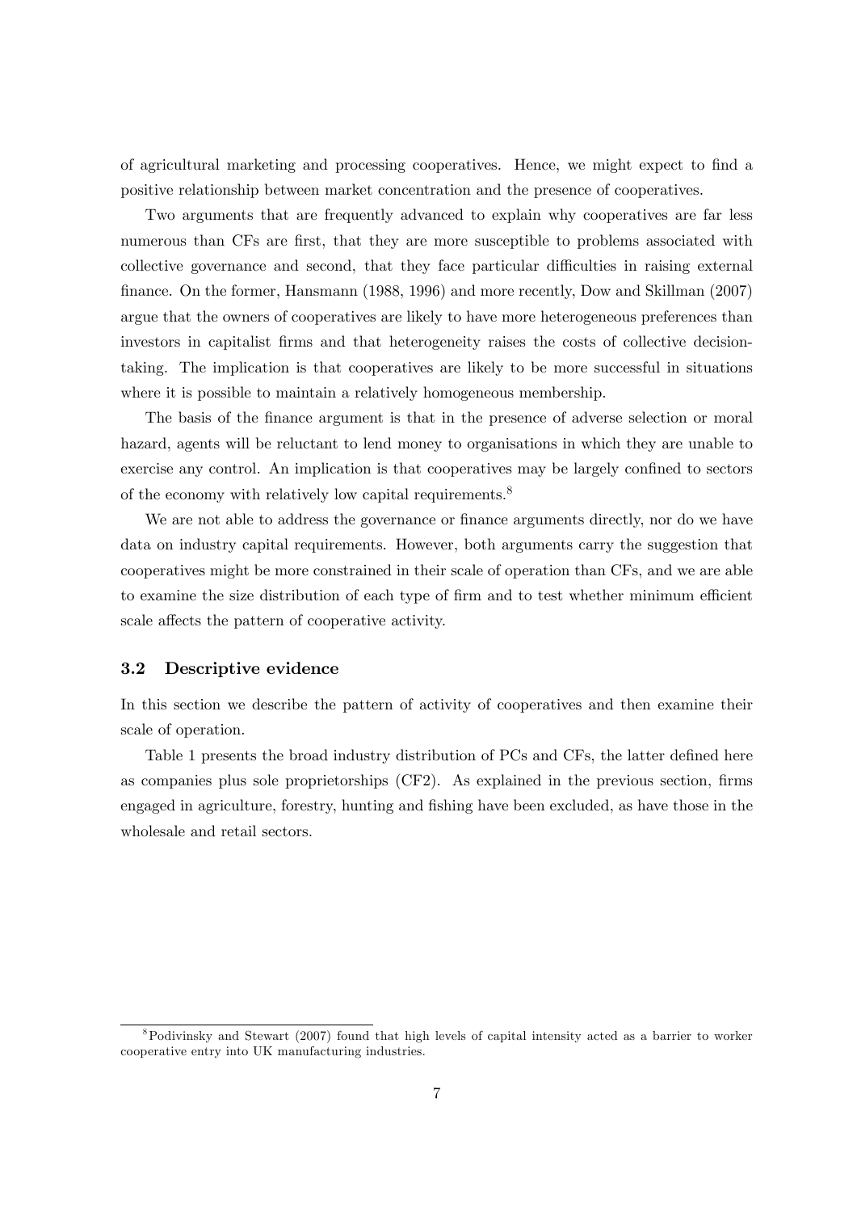of agricultural marketing and processing cooperatives. Hence, we might expect to find a positive relationship between market concentration and the presence of cooperatives.

Two arguments that are frequently advanced to explain why cooperatives are far less numerous than CFs are first, that they are more susceptible to problems associated with collective governance and second, that they face particular difficulties in raising external finance. On the former, Hansmann (1988, 1996) and more recently, Dow and Skillman (2007) argue that the owners of cooperatives are likely to have more heterogeneous preferences than investors in capitalist firms and that heterogeneity raises the costs of collective decision-taking. The implication is that cooperatives are likely to be more successful in situations where it is possible to maintain a relatively homogeneous membership.

The basis of the finance argument is that in the presence of adverse selection or moral hazard, agents will be reluctant to lend money to organisations in which they are unable to exercise any control. An implication is that cooperatives may be largely confined to sectors of the economy with relatively low capital requirements.[8]

We are not able to address the governance or finance arguments directly, nor do we have data on industry capital requirements. However, both arguments carry the suggestion that cooperatives might be more constrained in their scale of operation than CFs, and we are able to examine the size distribution of each type of firm and to test whether minimum efficient scale affects the pattern of cooperative activity.

### 3.2 Descriptive evidence

In this section we describe the pattern of activity of cooperatives and then examine their scale of operation.

Table 1 presents the broad industry distribution of PCs and CFs, the latter defined here as companies plus sole proprietorships (CF2). As explained in the previous section, firms engaged in agriculture, forestry, hunting and fishing have been excluded, as have those in the wholesale and retail sectors.

[8] Podivinsky and Stewart (2007) found that high levels of capital intensity acted as a barrier to worker cooperative entry into UK manufacturing industries.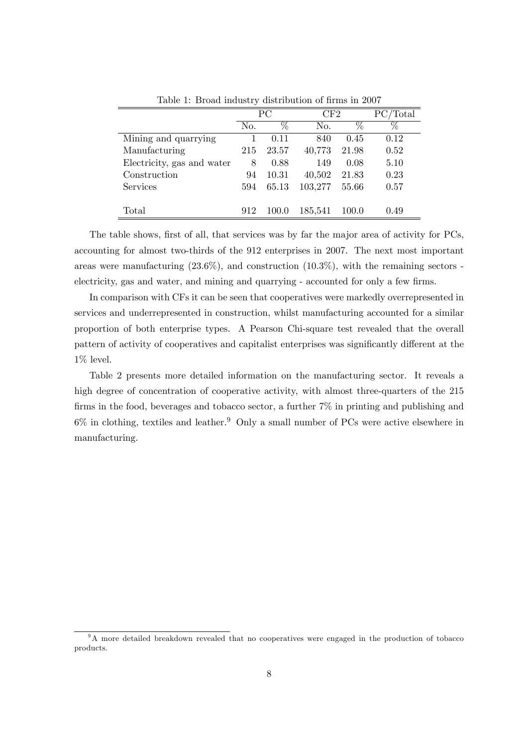Table 1: Broad industry distribution of firms in 2007

| | PC | | CF2 | | PC/Total |
|---|---|---|---|---|---|
| | No. | % | No. | % | % |
| Mining and quarrying | 1 | 0.11 | 840 | 0.45 | 0.12 |
| Manufacturing | 215 | 23.57 | 40,773 | 21.98 | 0.52 |
| Electricity, gas and water | 8 | 0.88 | 149 | 0.08 | 5.10 |
| Construction | 94 | 10.31 | 40,502 | 21.83 | 0.23 |
| Services | 594 | 65.13 | 103,277 | 55.66 | 0.57 |
| Total | 912 | 100.0 | 185,541 | 100.0 | 0.49 |

The table shows, first of all, that services was by far the major area of activity for PCs, accounting for almost two-thirds of the 912 enterprises in 2007. The next most important areas were manufacturing (23.6%), and construction (10.3%), with the remaining sectors - electricity, gas and water, and mining and quarrying - accounted for only a few firms.

In comparison with CFs it can be seen that cooperatives were markedly overrepresented in services and underrepresented in construction, whilst manufacturing accounted for a similar proportion of both enterprise types. A Pearson Chi-square test revealed that the overall pattern of activity of cooperatives and capitalist enterprises was significantly different at the 1% level.

Table 2 presents more detailed information on the manufacturing sector. It reveals a high degree of concentration of cooperative activity, with almost three-quarters of the 215 firms in the food, beverages and tobacco sector, a further 7% in printing and publishing and 6% in clothing, textiles and leather.[9] Only a small number of PCs were active elsewhere in manufacturing.

[9] A more detailed breakdown revealed that no cooperatives were engaged in the production of tobacco products.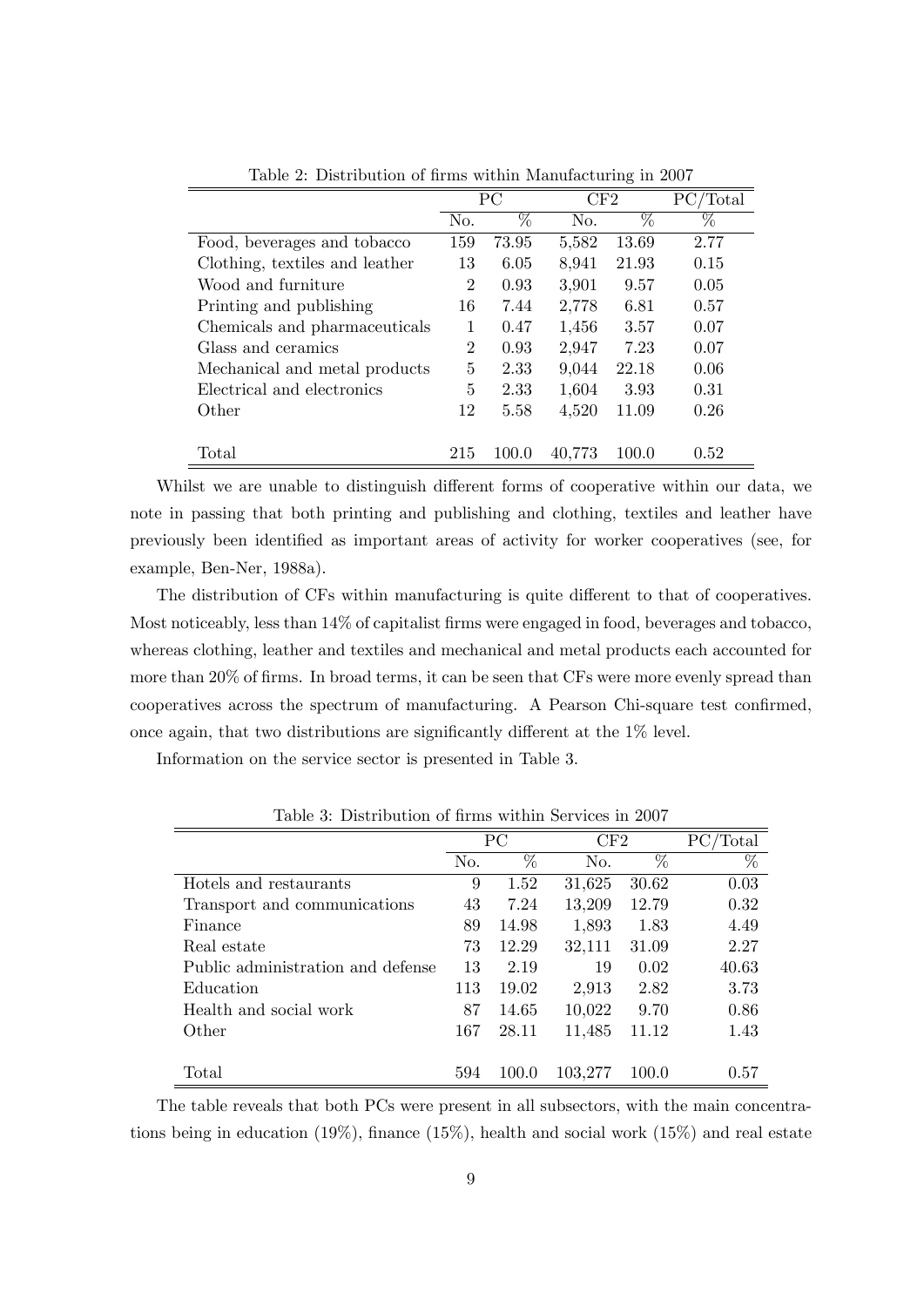Table 2: Distribution of firms within Manufacturing in 2007

| | PC | | CF2 | | PC/Total |
|---|---|---|---|---|---|
| | No. | % | No. | % | % |
| Food, beverages and tobacco | 159 | 73.95 | 5,582 | 13.69 | 2.77 |
| Clothing, textiles and leather | 13 | 6.05 | 8,941 | 21.93 | 0.15 |
| Wood and furniture | 2 | 0.93 | 3,901 | 9.57 | 0.05 |
| Printing and publishing | 16 | 7.44 | 2,778 | 6.81 | 0.57 |
| Chemicals and pharmaceuticals | 1 | 0.47 | 1,456 | 3.57 | 0.07 |
| Glass and ceramics | 2 | 0.93 | 2,947 | 7.23 | 0.07 |
| Mechanical and metal products | 5 | 2.33 | 9,044 | 22.18 | 0.06 |
| Electrical and electronics | 5 | 2.33 | 1,604 | 3.93 | 0.31 |
| Other | 12 | 5.58 | 4,520 | 11.09 | 0.26 |
| Total | 215 | 100.0 | 40,773 | 100.0 | 0.52 |

Whilst we are unable to distinguish different forms of cooperative within our data, we note in passing that both printing and publishing and clothing, textiles and leather have previously been identified as important areas of activity for worker cooperatives (see, for example, Ben-Ner, 1988a).

The distribution of CFs within manufacturing is quite different to that of cooperatives. Most noticeably, less than 14% of capitalist firms were engaged in food, beverages and tobacco, whereas clothing, leather and textiles and mechanical and metal products each accounted for more than 20% of firms. In broad terms, it can be seen that CFs were more evenly spread than cooperatives across the spectrum of manufacturing. A Pearson Chi-square test confirmed, once again, that two distributions are significantly different at the 1% level.

Information on the service sector is presented in Table 3.

Table 3: Distribution of firms within Services in 2007

| | PC | | CF2 | | PC/Total |
|---|---|---|---|---|---|
| | No. | % | No. | % | % |
| Hotels and restaurants | 9 | 1.52 | 31,625 | 30.62 | 0.03 |
| Transport and communications | 43 | 7.24 | 13,209 | 12.79 | 0.32 |
| Finance | 89 | 14.98 | 1,893 | 1.83 | 4.49 |
| Real estate | 73 | 12.29 | 32,111 | 31.09 | 2.27 |
| Public administration and defense | 13 | 2.19 | 19 | 0.02 | 40.63 |
| Education | 113 | 19.02 | 2,913 | 2.82 | 3.73 |
| Health and social work | 87 | 14.65 | 10,022 | 9.70 | 0.86 |
| Other | 167 | 28.11 | 11,485 | 11.12 | 1.43 |
| Total | 594 | 100.0 | 103,277 | 100.0 | 0.57 |

The table reveals that both PCs were present in all subsectors, with the main concentrations being in education (19%), finance (15%), health and social work (15%) and real estate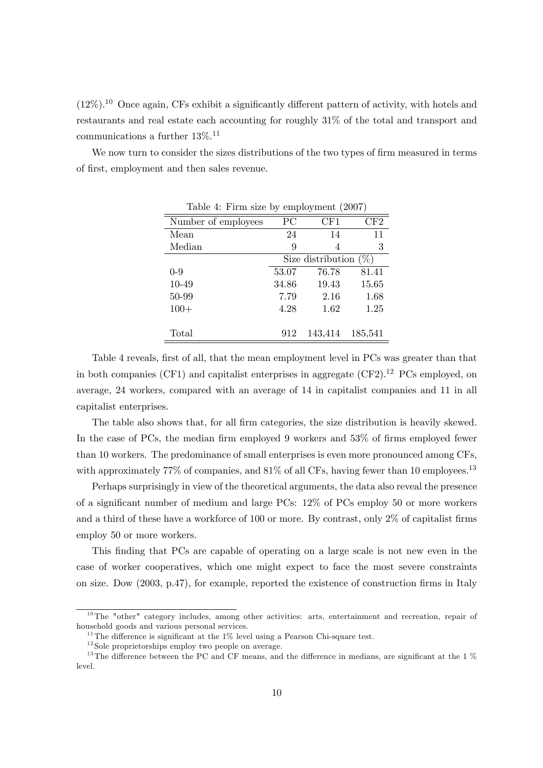(12%).[10] Once again, CFs exhibit a significantly different pattern of activity, with hotels and restaurants and real estate each accounting for roughly 31% of the total and transport and communications a further 13%.[11]

We now turn to consider the sizes distributions of the two types of firm measured in terms of first, employment and then sales revenue.

Table 4: Firm size by employment (2007)

| Number of employees | PC | CF1 | CF2 |
|---|---|---|---|
| Mean | 24 | 14 | 11 |
| Median | 9 | 4 | 3 |
| | Size distribution (%) | | |
| 0-9 | 53.07 | 76.78 | 81.41 |
| 10-49 | 34.86 | 19.43 | 15.65 |
| 50-99 | 7.79 | 2.16 | 1.68 |
| 100+ | 4.28 | 1.62 | 1.25 |
| Total | 912 | 143,414 | 185,541 |

Table 4 reveals, first of all, that the mean employment level in PCs was greater than that in both companies (CF1) and capitalist enterprises in aggregate (CF2).[12] PCs employed, on average, 24 workers, compared with an average of 14 in capitalist companies and 11 in all capitalist enterprises.

The table also shows that, for all firm categories, the size distribution is heavily skewed. In the case of PCs, the median firm employed 9 workers and 53% of firms employed fewer than 10 workers. The predominance of small enterprises is even more pronounced among CFs, with approximately 77% of companies, and 81% of all CFs, having fewer than 10 employees.[13]

Perhaps surprisingly in view of the theoretical arguments, the data also reveal the presence of a significant number of medium and large PCs: 12% of PCs employ 50 or more workers and a third of these have a workforce of 100 or more. By contrast, only 2% of capitalist firms employ 50 or more workers.

This finding that PCs are capable of operating on a large scale is not new even in the case of worker cooperatives, which one might expect to face the most severe constraints on size. Dow (2003, p.47), for example, reported the existence of construction firms in Italy

[10] The "other" category includes, among other activities: arts, entertainment and recreation, repair of household goods and various personal services.

[11] The difference is significant at the 1% level using a Pearson Chi-square test.

[12] Sole proprietorships employ two people on average.

[13] The difference between the PC and CF means, and the difference in medians, are significant at the 1 % level.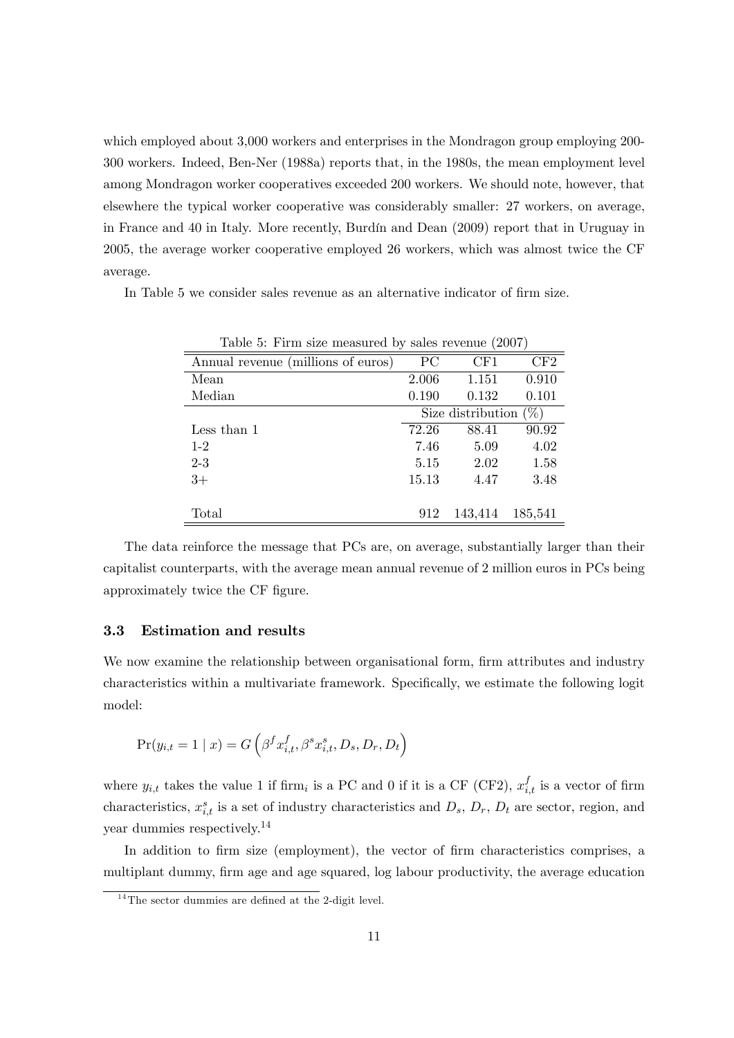which employed about 3,000 workers and enterprises in the Mondragon group employing 200-300 workers. Indeed, Ben-Ner (1988a) reports that, in the 1980s, the mean employment level among Mondragon worker cooperatives exceeded 200 workers. We should note, however, that elsewhere the typical worker cooperative was considerably smaller: 27 workers, on average, in France and 40 in Italy. More recently, Burdín and Dean (2009) report that in Uruguay in 2005, the average worker cooperative employed 26 workers, which was almost twice the CF average.

In Table 5 we consider sales revenue as an alternative indicator of firm size.

Table 5: Firm size measured by sales revenue (2007)

| Annual revenue (millions of euros) | PC | CF1 | CF2 |
|---|---|---|---|
| Mean | 2.006 | 1.151 | 0.910 |
| Median | 0.190 | 0.132 | 0.101 |
| | Size distribution (%) | | |
| Less than 1 | 72.26 | 88.41 | 90.92 |
| 1-2 | 7.46 | 5.09 | 4.02 |
| 2-3 | 5.15 | 2.02 | 1.58 |
| 3+ | 15.13 | 4.47 | 3.48 |
| Total | 912 | 143,414 | 185,541 |

The data reinforce the message that PCs are, on average, substantially larger than their capitalist counterparts, with the average mean annual revenue of 2 million euros in PCs being approximately twice the CF figure.

### 3.3 Estimation and results

We now examine the relationship between organisational form, firm attributes and industry characteristics within a multivariate framework. Specifically, we estimate the following logit model:

$$\Pr(y_{i,t} = 1 \mid x) = G\left(\beta^f x^f_{i,t}, \beta^s x^s_{i,t}, D_s, D_r, D_t\right)$$

where $y_{i,t}$ takes the value 1 if firm$_i$ is a PC and 0 if it is a CF (CF2), $x^f_{i,t}$ is a vector of firm characteristics, $x^s_{i,t}$ is a set of industry characteristics and $D_s$, $D_r$, $D_t$ are sector, region, and year dummies respectively.[14]

In addition to firm size (employment), the vector of firm characteristics comprises, a multiplant dummy, firm age and age squared, log labour productivity, the average education

[14] The sector dummies are defined at the 2-digit level.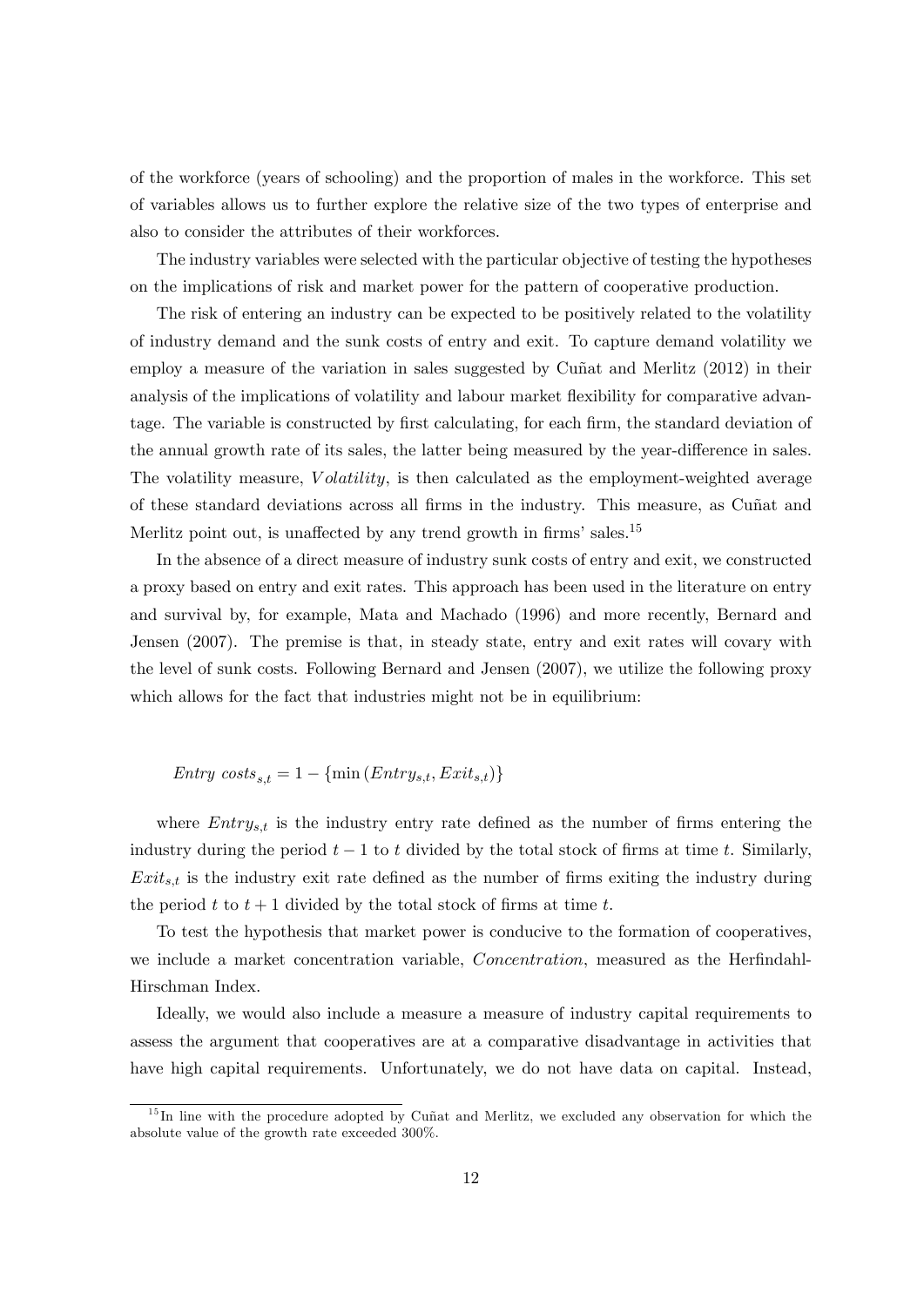of the workforce (years of schooling) and the proportion of males in the workforce. This set of variables allows us to further explore the relative size of the two types of enterprise and also to consider the attributes of their workforces.

The industry variables were selected with the particular objective of testing the hypotheses on the implications of risk and market power for the pattern of cooperative production.

The risk of entering an industry can be expected to be positively related to the volatility of industry demand and the sunk costs of entry and exit. To capture demand volatility we employ a measure of the variation in sales suggested by Cuñat and Merlitz (2012) in their analysis of the implications of volatility and labour market flexibility for comparative advantage. The variable is constructed by first calculating, for each firm, the standard deviation of the annual growth rate of its sales, the latter being measured by the year-difference in sales. The volatility measure, $Volatility$, is then calculated as the employment-weighted average of these standard deviations across all firms in the industry. This measure, as Cuñat and Merlitz point out, is unaffected by any trend growth in firms' sales.[15]

In the absence of a direct measure of industry sunk costs of entry and exit, we constructed a proxy based on entry and exit rates. This approach has been used in the literature on entry and survival by, for example, Mata and Machado (1996) and more recently, Bernard and Jensen (2007). The premise is that, in steady state, entry and exit rates will covary with the level of sunk costs. Following Bernard and Jensen (2007), we utilize the following proxy which allows for the fact that industries might not be in equilibrium:

$$Entry\ costs_{s,t} = 1 - \{\min(Entry_{s,t}, Exit_{s,t})\}$$

where $Entry_{s,t}$ is the industry entry rate defined as the number of firms entering the industry during the period $t-1$ to $t$ divided by the total stock of firms at time $t$. Similarly, $Exit_{s,t}$ is the industry exit rate defined as the number of firms exiting the industry during the period $t$ to $t+1$ divided by the total stock of firms at time $t$.

To test the hypothesis that market power is conducive to the formation of cooperatives, we include a market concentration variable, $Concentration$, measured as the Herfindahl-Hirschman Index.

Ideally, we would also include a measure a measure of industry capital requirements to assess the argument that cooperatives are at a comparative disadvantage in activities that have high capital requirements. Unfortunately, we do not have data on capital. Instead,

[15] In line with the procedure adopted by Cuñat and Merlitz, we excluded any observation for which the absolute value of the growth rate exceeded 300%.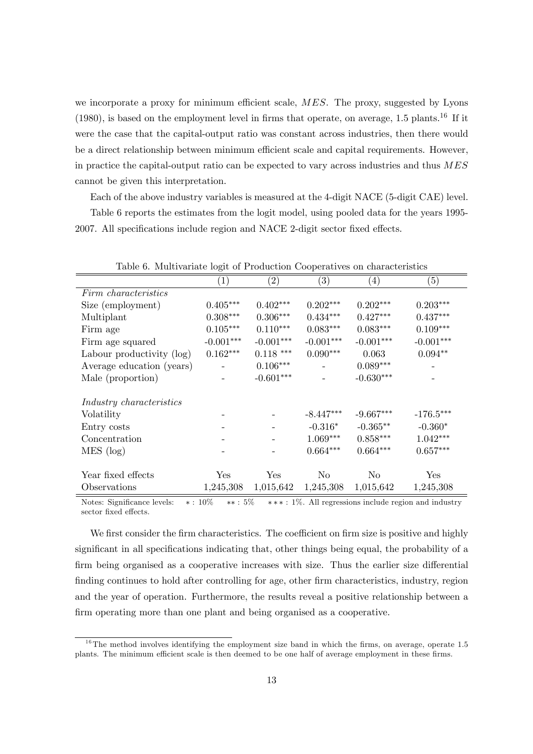we incorporate a proxy for minimum efficient scale, $MES$. The proxy, suggested by Lyons (1980), is based on the employment level in firms that operate, on average, 1.5 plants.[16] If it were the case that the capital-output ratio was constant across industries, then there would be a direct relationship between minimum efficient scale and capital requirements. However, in practice the capital-output ratio can be expected to vary across industries and thus $MES$ cannot be given this interpretation.

Each of the above industry variables is measured at the 4-digit NACE (5-digit CAE) level.

Table 6 reports the estimates from the logit model, using pooled data for the years 1995-2007. All specifications include region and NACE 2-digit sector fixed effects.

Table 6. Multivariate logit of Production Cooperatives on characteristics

| | (1) | (2) | (3) | (4) | (5) |
|---|---|---|---|---|---|
| *Firm characteristics* | | | | | |
| Size (employment) | 0.405*** | 0.402*** | 0.202*** | 0.202*** | 0.203*** |
| Multiplant | 0.308*** | 0.306*** | 0.434*** | 0.427*** | 0.437*** |
| Firm age | 0.105*** | 0.110*** | 0.083*** | 0.083*** | 0.109*** |
| Firm age squared | -0.001*** | -0.001*** | -0.001*** | -0.001*** | -0.001*** |
| Labour productivity (log) | 0.162*** | 0.118 *** | 0.090*** | 0.063 | 0.094** |
| Average education (years) | - | 0.106*** | - | 0.089*** | - |
| Male (proportion) | - | -0.601*** | - | -0.630*** | - |
| *Industry characteristics* | | | | | |
| Volatility | - | - | -8.447*** | -9.667*** | -176.5*** |
| Entry costs | - | - | -0.316* | -0.365** | -0.360* |
| Concentration | - | - | 1.069*** | 0.858*** | 1.042*** |
| MES (log) | - | - | 0.664*** | 0.664*** | 0.657*** |
| Year fixed effects | Yes | Yes | No | No | Yes |
| Observations | 1,245,308 | 1,015,642 | 1,245,308 | 1,015,642 | 1,245,308 |

Notes: Significance levels: * : 10% ** : 5% *** : 1%. All regressions include region and industry sector fixed effects.

We first consider the firm characteristics. The coefficient on firm size is positive and highly significant in all specifications indicating that, other things being equal, the probability of a firm being organised as a cooperative increases with size. Thus the earlier size differential finding continues to hold after controlling for age, other firm characteristics, industry, region and the year of operation. Furthermore, the results reveal a positive relationship between a firm operating more than one plant and being organised as a cooperative.

[16] The method involves identifying the employment size band in which the firms, on average, operate 1.5 plants. The minimum efficient scale is then deemed to be one half of average employment in these firms.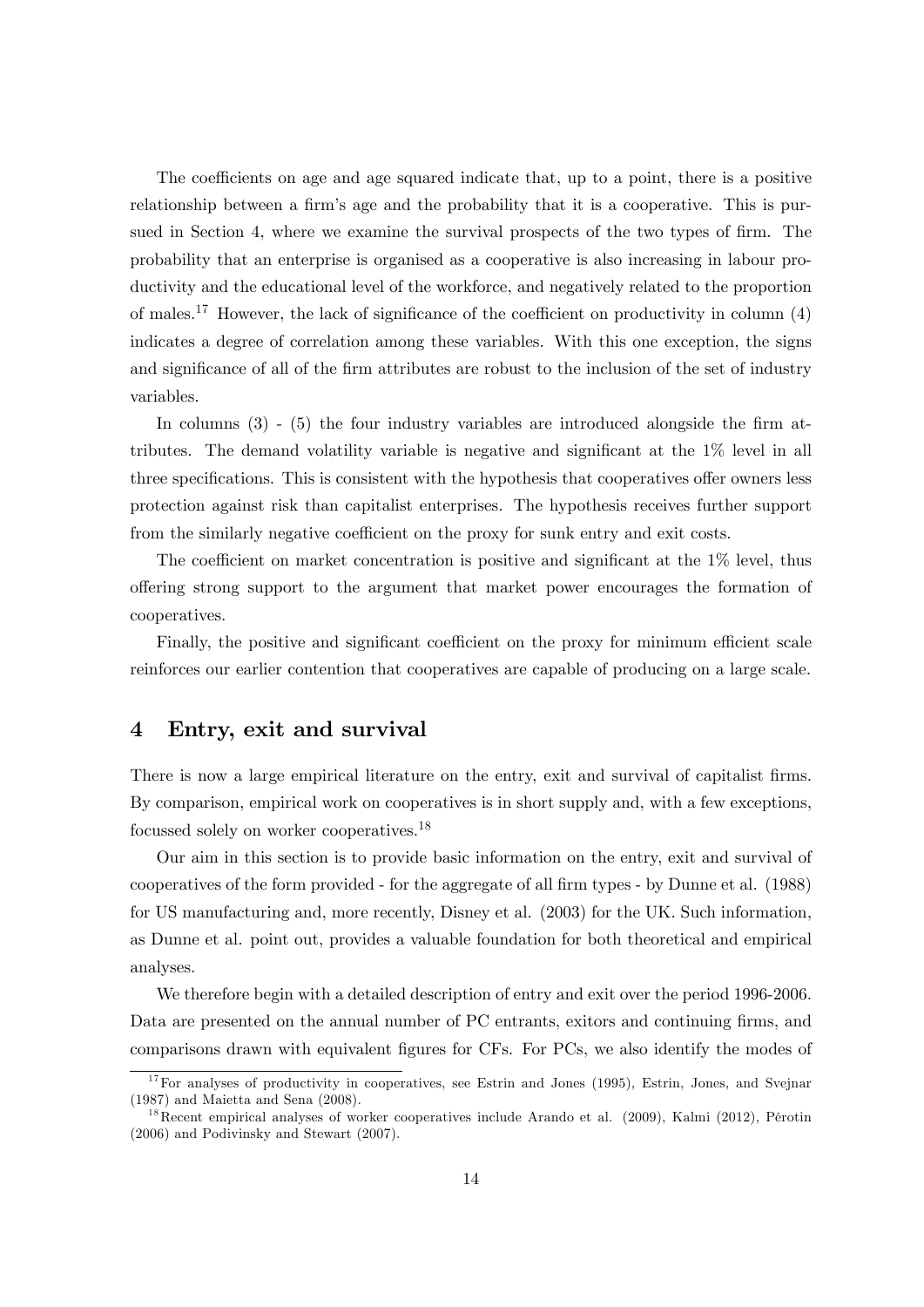The coefficients on age and age squared indicate that, up to a point, there is a positive relationship between a firm's age and the probability that it is a cooperative. This is pursued in Section 4, where we examine the survival prospects of the two types of firm. The probability that an enterprise is organised as a cooperative is also increasing in labour productivity and the educational level of the workforce, and negatively related to the proportion of males.[17] However, the lack of significance of the coefficient on productivity in column (4) indicates a degree of correlation among these variables. With this one exception, the signs and significance of all of the firm attributes are robust to the inclusion of the set of industry variables.

In columns (3) - (5) the four industry variables are introduced alongside the firm attributes. The demand volatility variable is negative and significant at the 1% level in all three specifications. This is consistent with the hypothesis that cooperatives offer owners less protection against risk than capitalist enterprises. The hypothesis receives further support from the similarly negative coefficient on the proxy for sunk entry and exit costs.

The coefficient on market concentration is positive and significant at the 1% level, thus offering strong support to the argument that market power encourages the formation of cooperatives.

Finally, the positive and significant coefficient on the proxy for minimum efficient scale reinforces our earlier contention that cooperatives are capable of producing on a large scale.

## 4 Entry, exit and survival

There is now a large empirical literature on the entry, exit and survival of capitalist firms. By comparison, empirical work on cooperatives is in short supply and, with a few exceptions, focussed solely on worker cooperatives.[18]

Our aim in this section is to provide basic information on the entry, exit and survival of cooperatives of the form provided - for the aggregate of all firm types - by Dunne et al. (1988) for US manufacturing and, more recently, Disney et al. (2003) for the UK. Such information, as Dunne et al. point out, provides a valuable foundation for both theoretical and empirical analyses.

We therefore begin with a detailed description of entry and exit over the period 1996-2006. Data are presented on the annual number of PC entrants, exitors and continuing firms, and comparisons drawn with equivalent figures for CFs. For PCs, we also identify the modes of

[17] For analyses of productivity in cooperatives, see Estrin and Jones (1995), Estrin, Jones, and Svejnar (1987) and Maietta and Sena (2008).

[18] Recent empirical analyses of worker cooperatives include Arando et al. (2009), Kalmi (2012), Pérotin (2006) and Podivinsky and Stewart (2007).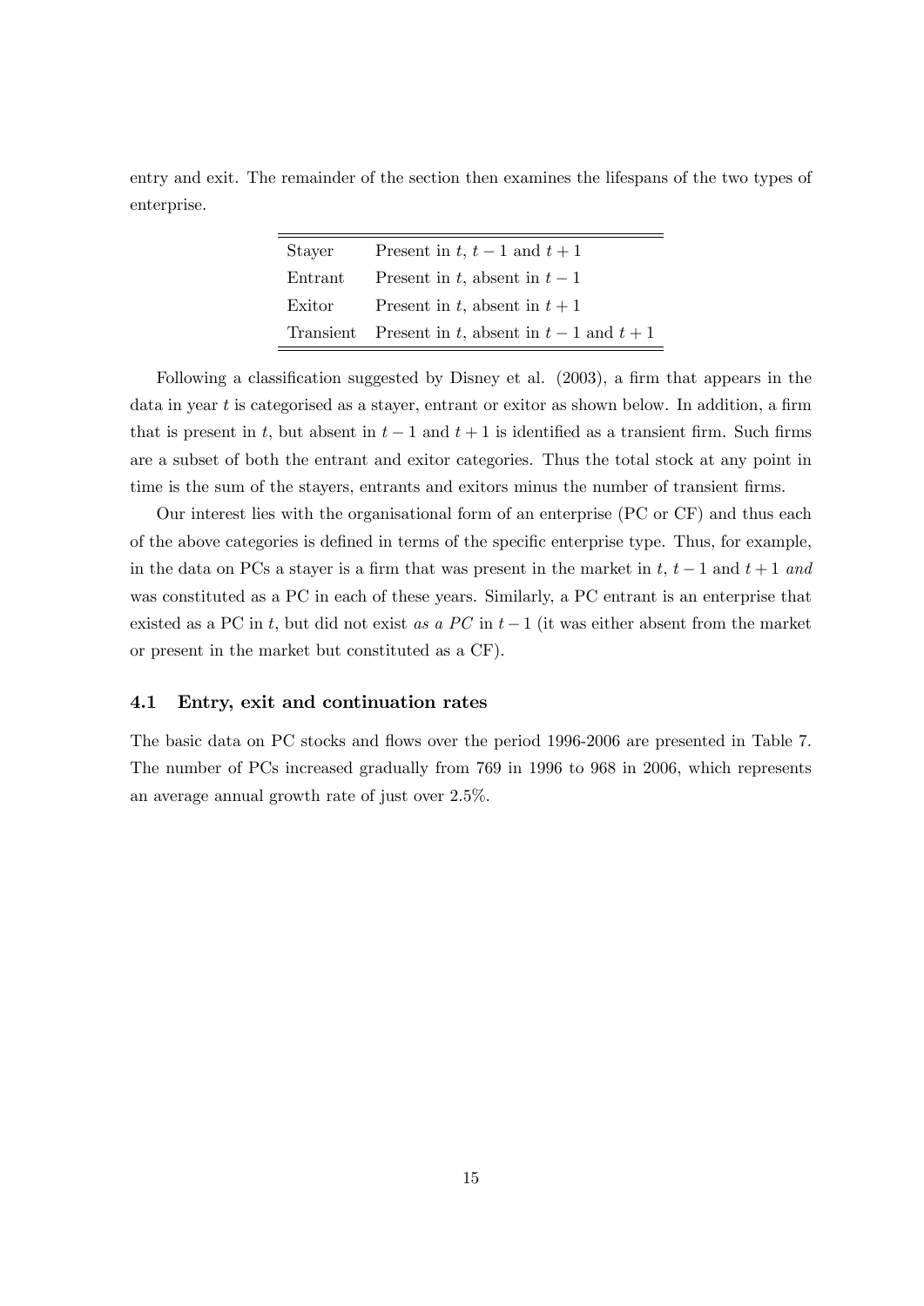entry and exit. The remainder of the section then examines the lifespans of the two types of enterprise.

| | |
|---|---|
| Stayer | Present in $t$, $t-1$ and $t+1$ |
| Entrant | Present in $t$, absent in $t-1$ |
| Exitor | Present in $t$, absent in $t+1$ |
| Transient | Present in $t$, absent in $t-1$ and $t+1$ |

Following a classification suggested by Disney et al. (2003), a firm that appears in the data in year $t$ is categorised as a stayer, entrant or exitor as shown below. In addition, a firm that is present in $t$, but absent in $t-1$ and $t+1$ is identified as a transient firm. Such firms are a subset of both the entrant and exitor categories. Thus the total stock at any point in time is the sum of the stayers, entrants and exitors minus the number of transient firms.

Our interest lies with the organisational form of an enterprise (PC or CF) and thus each of the above categories is defined in terms of the specific enterprise type. Thus, for example, in the data on PCs a stayer is a firm that was present in the market in $t$, $t-1$ and $t+1$ *and* was constituted as a PC in each of these years. Similarly, a PC entrant is an enterprise that existed as a PC in $t$, but did not exist *as a PC* in $t-1$ (it was either absent from the market or present in the market but constituted as a CF).

### 4.1 Entry, exit and continuation rates

The basic data on PC stocks and flows over the period 1996-2006 are presented in Table 7. The number of PCs increased gradually from 769 in 1996 to 968 in 2006, which represents an average annual growth rate of just over 2.5%.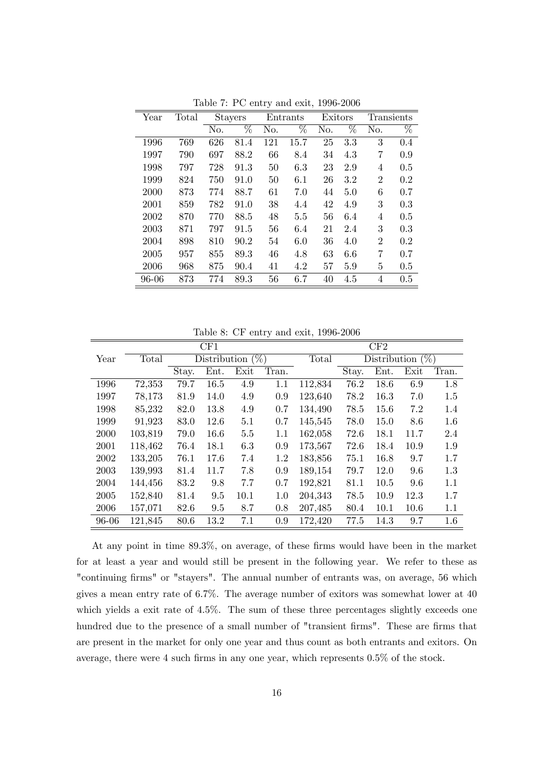Table 7: PC entry and exit, 1996-2006

| Year | Total | Stayers | | Entrants | | Exitors | | Transients | |
|---|---|---|---|---|---|---|---|---|---|
| | | No. | % | No. | % | No. | % | No. | % |
| 1996 | 769 | 626 | 81.4 | 121 | 15.7 | 25 | 3.3 | 3 | 0.4 |
| 1997 | 790 | 697 | 88.2 | 66 | 8.4 | 34 | 4.3 | 7 | 0.9 |
| 1998 | 797 | 728 | 91.3 | 50 | 6.3 | 23 | 2.9 | 4 | 0.5 |
| 1999 | 824 | 750 | 91.0 | 50 | 6.1 | 26 | 3.2 | 2 | 0.2 |
| 2000 | 873 | 774 | 88.7 | 61 | 7.0 | 44 | 5.0 | 6 | 0.7 |
| 2001 | 859 | 782 | 91.0 | 38 | 4.4 | 42 | 4.9 | 3 | 0.3 |
| 2002 | 870 | 770 | 88.5 | 48 | 5.5 | 56 | 6.4 | 4 | 0.5 |
| 2003 | 871 | 797 | 91.5 | 56 | 6.4 | 21 | 2.4 | 3 | 0.3 |
| 2004 | 898 | 810 | 90.2 | 54 | 6.0 | 36 | 4.0 | 2 | 0.2 |
| 2005 | 957 | 855 | 89.3 | 46 | 4.8 | 63 | 6.6 | 7 | 0.7 |
| 2006 | 968 | 875 | 90.4 | 41 | 4.2 | 57 | 5.9 | 5 | 0.5 |
| 96-06 | 873 | 774 | 89.3 | 56 | 6.7 | 40 | 4.5 | 4 | 0.5 |

Table 8: CF entry and exit, 1996-2006

| | CF1 | | | | | CF2 | | | | |
|---|---|---|---|---|---|---|---|---|---|---|
| Year | Total | Distribution (%) | | | | Total | Distribution (%) | | | |
| | | Stay. | Ent. | Exit | Tran. | | Stay. | Ent. | Exit | Tran. |
| 1996 | 72,353 | 79.7 | 16.5 | 4.9 | 1.1 | 112,834 | 76.2 | 18.6 | 6.9 | 1.8 |
| 1997 | 78,173 | 81.9 | 14.0 | 4.9 | 0.9 | 123,640 | 78.2 | 16.3 | 7.0 | 1.5 |
| 1998 | 85,232 | 82.0 | 13.8 | 4.9 | 0.7 | 134,490 | 78.5 | 15.6 | 7.2 | 1.4 |
| 1999 | 91,923 | 83.0 | 12.6 | 5.1 | 0.7 | 145,545 | 78.0 | 15.0 | 8.6 | 1.6 |
| 2000 | 103,819 | 79.0 | 16.6 | 5.5 | 1.1 | 162,058 | 72.6 | 18.1 | 11.7 | 2.4 |
| 2001 | 118,462 | 76.4 | 18.1 | 6.3 | 0.9 | 173,567 | 72.6 | 18.4 | 10.9 | 1.9 |
| 2002 | 133,205 | 76.1 | 17.6 | 7.4 | 1.2 | 183,856 | 75.1 | 16.8 | 9.7 | 1.7 |
| 2003 | 139,993 | 81.4 | 11.7 | 7.8 | 0.9 | 189,154 | 79.7 | 12.0 | 9.6 | 1.3 |
| 2004 | 144,456 | 83.2 | 9.8 | 7.7 | 0.7 | 192,821 | 81.1 | 10.5 | 9.6 | 1.1 |
| 2005 | 152,840 | 81.4 | 9.5 | 10.1 | 1.0 | 204,343 | 78.5 | 10.9 | 12.3 | 1.7 |
| 2006 | 157,071 | 82.6 | 9.5 | 8.7 | 0.8 | 207,485 | 80.4 | 10.1 | 10.6 | 1.1 |
| 96-06 | 121,845 | 80.6 | 13.2 | 7.1 | 0.9 | 172,420 | 77.5 | 14.3 | 9.7 | 1.6 |

At any point in time 89.3%, on average, of these firms would have been in the market for at least a year and would still be present in the following year. We refer to these as "continuing firms" or "stayers". The annual number of entrants was, on average, 56 which gives a mean entry rate of 6.7%. The average number of exitors was somewhat lower at 40 which yields a exit rate of 4.5%. The sum of these three percentages slightly exceeds one hundred due to the presence of a small number of "transient firms". These are firms that are present in the market for only one year and thus count as both entrants and exitors. On average, there were 4 such firms in any one year, which represents 0.5% of the stock.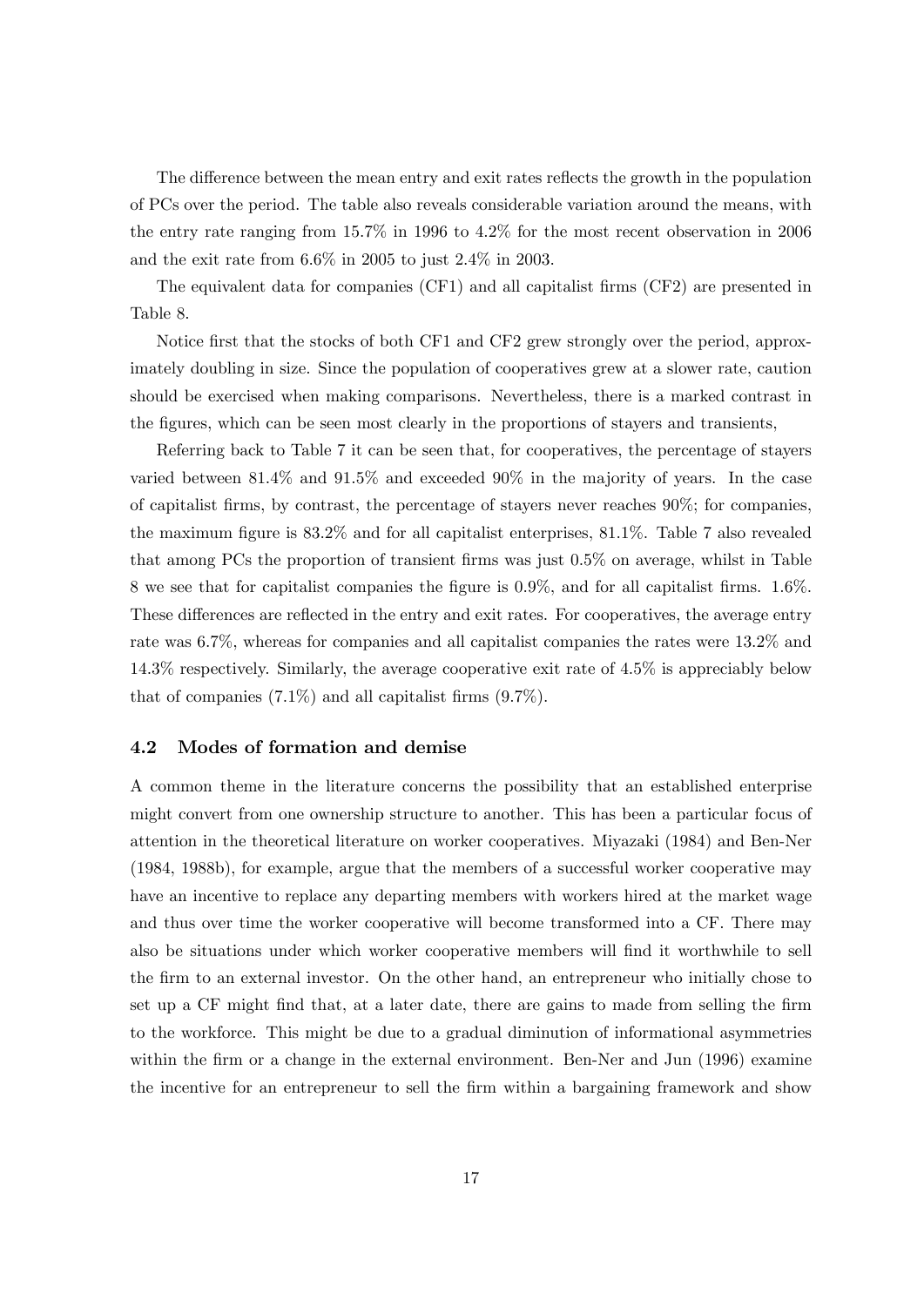The difference between the mean entry and exit rates reflects the growth in the population of PCs over the period. The table also reveals considerable variation around the means, with the entry rate ranging from 15.7% in 1996 to 4.2% for the most recent observation in 2006 and the exit rate from 6.6% in 2005 to just 2.4% in 2003.

The equivalent data for companies (CF1) and all capitalist firms (CF2) are presented in Table 8.

Notice first that the stocks of both CF1 and CF2 grew strongly over the period, approximately doubling in size. Since the population of cooperatives grew at a slower rate, caution should be exercised when making comparisons. Nevertheless, there is a marked contrast in the figures, which can be seen most clearly in the proportions of stayers and transients,

Referring back to Table 7 it can be seen that, for cooperatives, the percentage of stayers varied between 81.4% and 91.5% and exceeded 90% in the majority of years. In the case of capitalist firms, by contrast, the percentage of stayers never reaches 90%; for companies, the maximum figure is 83.2% and for all capitalist enterprises, 81.1%. Table 7 also revealed that among PCs the proportion of transient firms was just 0.5% on average, whilst in Table 8 we see that for capitalist companies the figure is 0.9%, and for all capitalist firms. 1.6%. These differences are reflected in the entry and exit rates. For cooperatives, the average entry rate was 6.7%, whereas for companies and all capitalist companies the rates were 13.2% and 14.3% respectively. Similarly, the average cooperative exit rate of 4.5% is appreciably below that of companies (7.1%) and all capitalist firms (9.7%).

### 4.2 Modes of formation and demise

A common theme in the literature concerns the possibility that an established enterprise might convert from one ownership structure to another. This has been a particular focus of attention in the theoretical literature on worker cooperatives. Miyazaki (1984) and Ben-Ner (1984, 1988b), for example, argue that the members of a successful worker cooperative may have an incentive to replace any departing members with workers hired at the market wage and thus over time the worker cooperative will become transformed into a CF. There may also be situations under which worker cooperative members will find it worthwhile to sell the firm to an external investor. On the other hand, an entrepreneur who initially chose to set up a CF might find that, at a later date, there are gains to made from selling the firm to the workforce. This might be due to a gradual diminution of informational asymmetries within the firm or a change in the external environment. Ben-Ner and Jun (1996) examine the incentive for an entrepreneur to sell the firm within a bargaining framework and show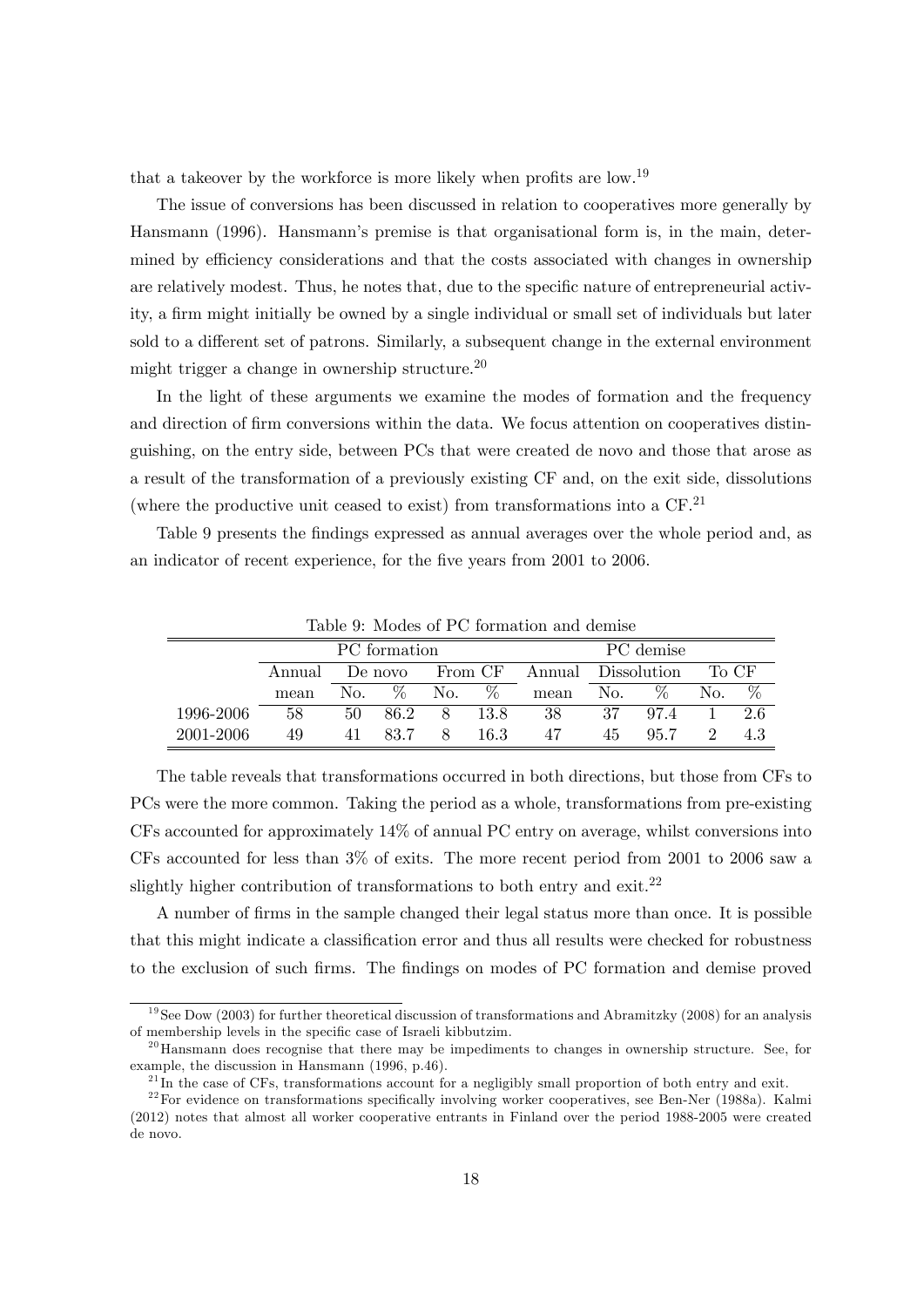that a takeover by the workforce is more likely when profits are low.[19]

The issue of conversions has been discussed in relation to cooperatives more generally by Hansmann (1996). Hansmann's premise is that organisational form is, in the main, determined by efficiency considerations and that the costs associated with changes in ownership are relatively modest. Thus, he notes that, due to the specific nature of entrepreneurial activity, a firm might initially be owned by a single individual or small set of individuals but later sold to a different set of patrons. Similarly, a subsequent change in the external environment might trigger a change in ownership structure.[20]

In the light of these arguments we examine the modes of formation and the frequency and direction of firm conversions within the data. We focus attention on cooperatives distinguishing, on the entry side, between PCs that were created de novo and those that arose as a result of the transformation of a previously existing CF and, on the exit side, dissolutions (where the productive unit ceased to exist) from transformations into a CF.[21]

Table 9 presents the findings expressed as annual averages over the whole period and, as an indicator of recent experience, for the five years from 2001 to 2006.

Table 9: Modes of PC formation and demise

| | PC formation | | | | | PC demise | | | | |
|---|---|---|---|---|---|---|---|---|---|---|
| | Annual | De novo | | From CF | | Annual | Dissolution | | To CF | |
| | mean | No. | % | No. | % | mean | No. | % | No. | % |
| 1996-2006 | 58 | 50 | 86.2 | 8 | 13.8 | 38 | 37 | 97.4 | 1 | 2.6 |
| 2001-2006 | 49 | 41 | 83.7 | 8 | 16.3 | 47 | 45 | 95.7 | 2 | 4.3 |

The table reveals that transformations occurred in both directions, but those from CFs to PCs were the more common. Taking the period as a whole, transformations from pre-existing CFs accounted for approximately 14% of annual PC entry on average, whilst conversions into CFs accounted for less than 3% of exits. The more recent period from 2001 to 2006 saw a slightly higher contribution of transformations to both entry and exit.[22]

A number of firms in the sample changed their legal status more than once. It is possible that this might indicate a classification error and thus all results were checked for robustness to the exclusion of such firms. The findings on modes of PC formation and demise proved

[19] See Dow (2003) for further theoretical discussion of transformations and Abramitzky (2008) for an analysis of membership levels in the specific case of Israeli kibbutzim.

[20] Hansmann does recognise that there may be impediments to changes in ownership structure. See, for example, the discussion in Hansmann (1996, p.46).

[21] In the case of CFs, transformations account for a negligibly small proportion of both entry and exit.

[22] For evidence on transformations specifically involving worker cooperatives, see Ben-Ner (1988a). Kalmi (2012) notes that almost all worker cooperative entrants in Finland over the period 1988-2005 were created de novo.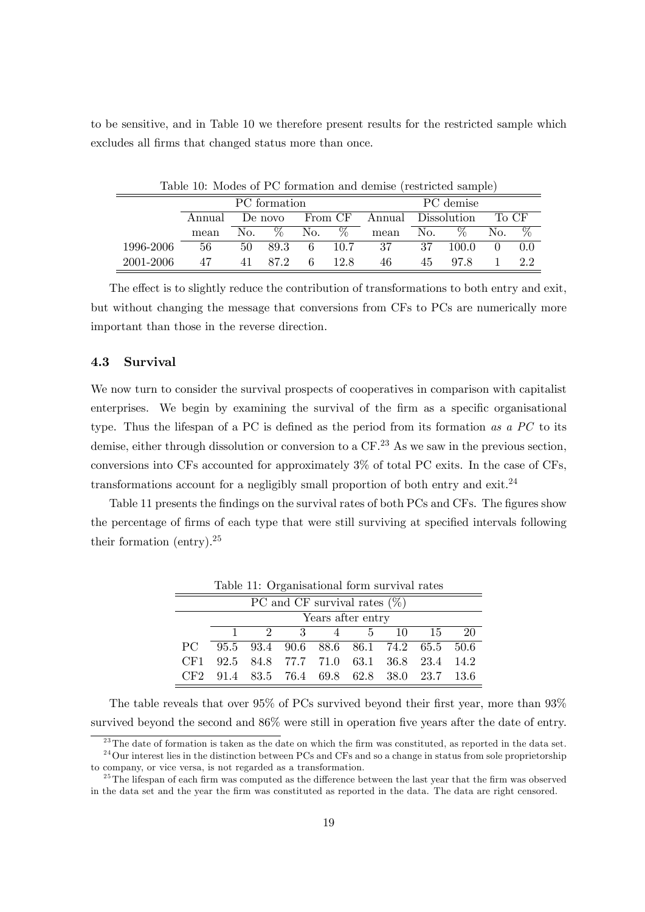to be sensitive, and in Table 10 we therefore present results for the restricted sample which excludes all firms that changed status more than once.

Table 10: Modes of PC formation and demise (restricted sample)

| | PC formation | | | | | PC demise | | | | |
|---|---|---|---|---|---|---|---|---|---|---|
| | Annual | De novo | | From CF | | Annual | Dissolution | | To CF | |
| | mean | No. | % | No. | % | mean | No. | % | No. | % |
| 1996-2006 | 56 | 50 | 89.3 | 6 | 10.7 | 37 | 37 | 100.0 | 0 | 0.0 |
| 2001-2006 | 47 | 41 | 87.2 | 6 | 12.8 | 46 | 45 | 97.8 | 1 | 2.2 |

The effect is to slightly reduce the contribution of transformations to both entry and exit, but without changing the message that conversions from CFs to PCs are numerically more important than those in the reverse direction.

### 4.3 Survival

We now turn to consider the survival prospects of cooperatives in comparison with capitalist enterprises. We begin by examining the survival of the firm as a specific organisational type. Thus the lifespan of a PC is defined as the period from its formation *as a PC* to its demise, either through dissolution or conversion to a CF.[23] As we saw in the previous section, conversions into CFs accounted for approximately 3% of total PC exits. In the case of CFs, transformations account for a negligibly small proportion of both entry and exit.[24]

Table 11 presents the findings on the survival rates of both PCs and CFs. The figures show the percentage of firms of each type that were still surviving at specified intervals following their formation (entry).[25]

Table 11: Organisational form survival rates

| | PC and CF survival rates (%) | | | | | | | |
|---|---|---|---|---|---|---|---|---|
| | Years after entry | | | | | | | |
| | 1 | 2 | 3 | 4 | 5 | 10 | 15 | 20 |
| PC | 95.5 | 93.4 | 90.6 | 88.6 | 86.1 | 74.2 | 65.5 | 50.6 |
| CF1 | 92.5 | 84.8 | 77.7 | 71.0 | 63.1 | 36.8 | 23.4 | 14.2 |
| CF2 | 91.4 | 83.5 | 76.4 | 69.8 | 62.8 | 38.0 | 23.7 | 13.6 |

The table reveals that over 95% of PCs survived beyond their first year, more than 93% survived beyond the second and 86% were still in operation five years after the date of entry.

[23] The date of formation is taken as the date on which the firm was constituted, as reported in the data set.

[24] Our interest lies in the distinction between PCs and CFs and so a change in status from sole proprietorship to company, or vice versa, is not regarded as a transformation.

[25] The lifespan of each firm was computed as the difference between the last year that the firm was observed in the data set and the year the firm was constituted as reported in the data. The data are right censored.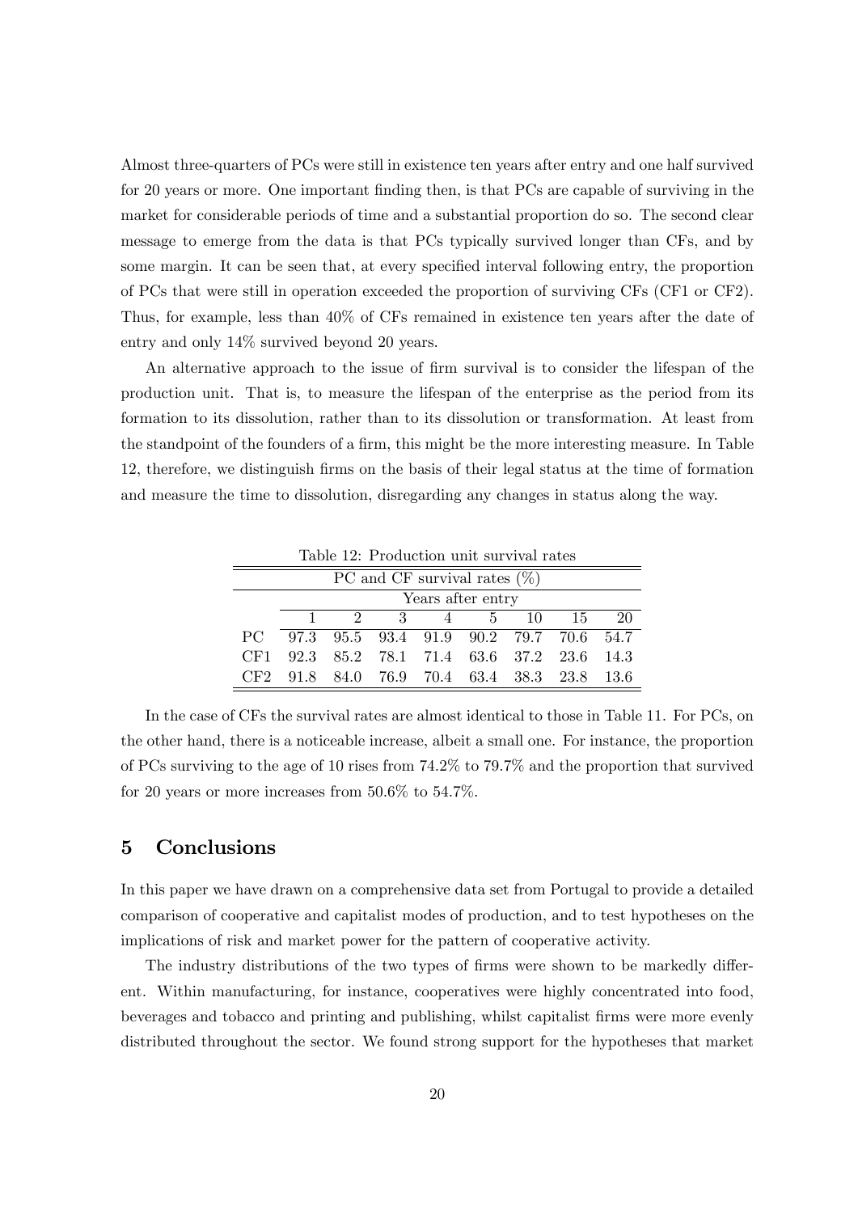Almost three-quarters of PCs were still in existence ten years after entry and one half survived for 20 years or more. One important finding then, is that PCs are capable of surviving in the market for considerable periods of time and a substantial proportion do so. The second clear message to emerge from the data is that PCs typically survived longer than CFs, and by some margin. It can be seen that, at every specified interval following entry, the proportion of PCs that were still in operation exceeded the proportion of surviving CFs (CF1 or CF2). Thus, for example, less than 40% of CFs remained in existence ten years after the date of entry and only 14% survived beyond 20 years.

An alternative approach to the issue of firm survival is to consider the lifespan of the production unit. That is, to measure the lifespan of the enterprise as the period from its formation to its dissolution, rather than to its dissolution or transformation. At least from the standpoint of the founders of a firm, this might be the more interesting measure. In Table 12, therefore, we distinguish firms on the basis of their legal status at the time of formation and measure the time to dissolution, disregarding any changes in status along the way.

Table 12: Production unit survival rates

| | PC and CF survival rates (%) | | | | | | | |
|---|---|---|---|---|---|---|---|---|
| | Years after entry | | | | | | | |
| | 1 | 2 | 3 | 4 | 5 | 10 | 15 | 20 |
| PC | 97.3 | 95.5 | 93.4 | 91.9 | 90.2 | 79.7 | 70.6 | 54.7 |
| CF1 | 92.3 | 85.2 | 78.1 | 71.4 | 63.6 | 37.2 | 23.6 | 14.3 |
| CF2 | 91.8 | 84.0 | 76.9 | 70.4 | 63.4 | 38.3 | 23.8 | 13.6 |

In the case of CFs the survival rates are almost identical to those in Table 11. For PCs, on the other hand, there is a noticeable increase, albeit a small one. For instance, the proportion of PCs surviving to the age of 10 rises from 74.2% to 79.7% and the proportion that survived for 20 years or more increases from 50.6% to 54.7%.

## 5 Conclusions

In this paper we have drawn on a comprehensive data set from Portugal to provide a detailed comparison of cooperative and capitalist modes of production, and to test hypotheses on the implications of risk and market power for the pattern of cooperative activity.

The industry distributions of the two types of firms were shown to be markedly different. Within manufacturing, for instance, cooperatives were highly concentrated into food, beverages and tobacco and printing and publishing, whilst capitalist firms were more evenly distributed throughout the sector. We found strong support for the hypotheses that market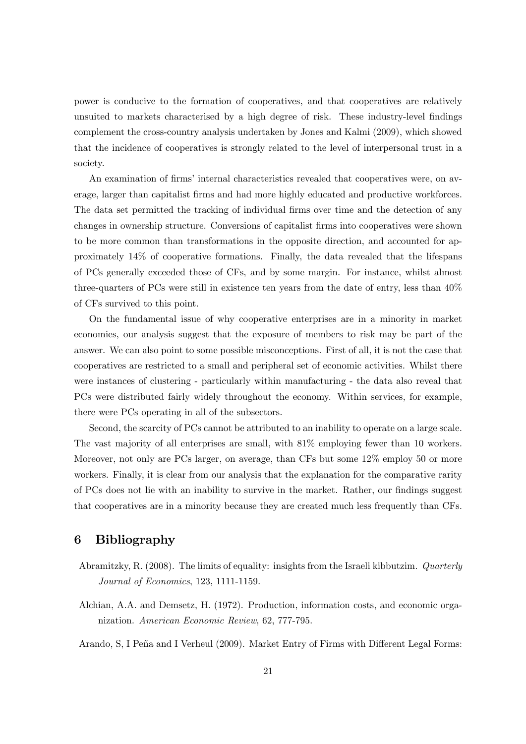power is conducive to the formation of cooperatives, and that cooperatives are relatively unsuited to markets characterised by a high degree of risk. These industry-level findings complement the cross-country analysis undertaken by Jones and Kalmi (2009), which showed that the incidence of cooperatives is strongly related to the level of interpersonal trust in a society.

An examination of firms' internal characteristics revealed that cooperatives were, on average, larger than capitalist firms and had more highly educated and productive workforces. The data set permitted the tracking of individual firms over time and the detection of any changes in ownership structure. Conversions of capitalist firms into cooperatives were shown to be more common than transformations in the opposite direction, and accounted for approximately 14% of cooperative formations. Finally, the data revealed that the lifespans of PCs generally exceeded those of CFs, and by some margin. For instance, whilst almost three-quarters of PCs were still in existence ten years from the date of entry, less than 40% of CFs survived to this point.

On the fundamental issue of why cooperative enterprises are in a minority in market economies, our analysis suggest that the exposure of members to risk may be part of the answer. We can also point to some possible misconceptions. First of all, it is not the case that cooperatives are restricted to a small and peripheral set of economic activities. Whilst there were instances of clustering - particularly within manufacturing - the data also reveal that PCs were distributed fairly widely throughout the economy. Within services, for example, there were PCs operating in all of the subsectors.

Second, the scarcity of PCs cannot be attributed to an inability to operate on a large scale. The vast majority of all enterprises are small, with 81% employing fewer than 10 workers. Moreover, not only are PCs larger, on average, than CFs but some 12% employ 50 or more workers. Finally, it is clear from our analysis that the explanation for the comparative rarity of PCs does not lie with an inability to survive in the market. Rather, our findings suggest that cooperatives are in a minority because they are created much less frequently than CFs.

## 6 Bibliography

Abramitzky, R. (2008). The limits of equality: insights from the Israeli kibbutzim. *Quarterly Journal of Economics*, 123, 1111-1159.

Alchian, A.A. and Demsetz, H. (1972). Production, information costs, and economic organization. *American Economic Review*, 62, 777-795.

Arando, S, I Peña and I Verheul (2009). Market Entry of Firms with Different Legal Forms: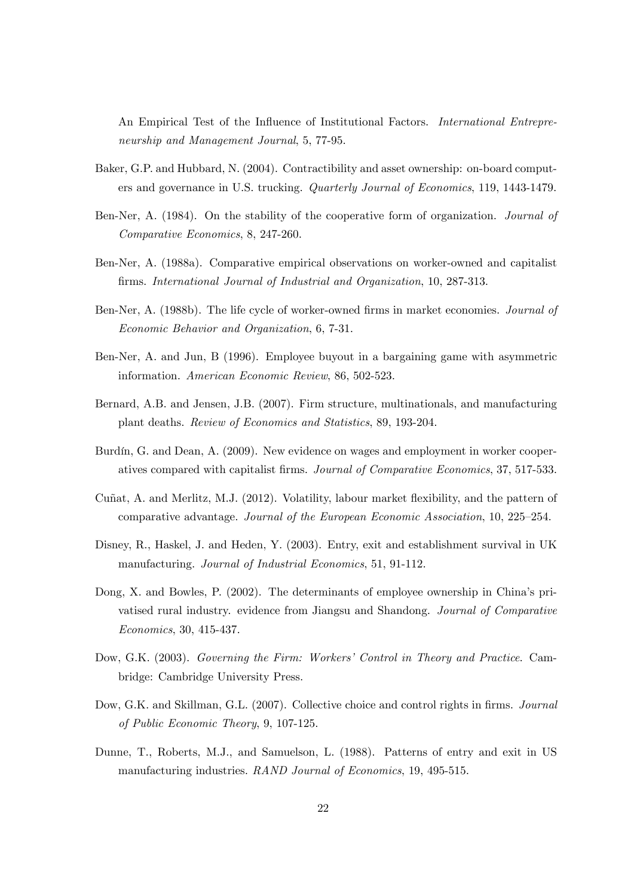An Empirical Test of the Influence of Institutional Factors. *International Entrepreneurship and Management Journal*, 5, 77-95.

Baker, G.P. and Hubbard, N. (2004). Contractibility and asset ownership: on-board computers and governance in U.S. trucking. *Quarterly Journal of Economics*, 119, 1443-1479.

Ben-Ner, A. (1984). On the stability of the cooperative form of organization. *Journal of Comparative Economics*, 8, 247-260.

Ben-Ner, A. (1988a). Comparative empirical observations on worker-owned and capitalist firms. *International Journal of Industrial and Organization*, 10, 287-313.

Ben-Ner, A. (1988b). The life cycle of worker-owned firms in market economies. *Journal of Economic Behavior and Organization*, 6, 7-31.

Ben-Ner, A. and Jun, B (1996). Employee buyout in a bargaining game with asymmetric information. *American Economic Review*, 86, 502-523.

Bernard, A.B. and Jensen, J.B. (2007). Firm structure, multinationals, and manufacturing plant deaths. *Review of Economics and Statistics*, 89, 193-204.

Burdín, G. and Dean, A. (2009). New evidence on wages and employment in worker cooperatives compared with capitalist firms. *Journal of Comparative Economics*, 37, 517-533.

Cuñat, A. and Merlitz, M.J. (2012). Volatility, labour market flexibility, and the pattern of comparative advantage. *Journal of the European Economic Association*, 10, 225–254.

Disney, R., Haskel, J. and Heden, Y. (2003). Entry, exit and establishment survival in UK manufacturing. *Journal of Industrial Economics*, 51, 91-112.

Dong, X. and Bowles, P. (2002). The determinants of employee ownership in China's privatised rural industry. evidence from Jiangsu and Shandong. *Journal of Comparative Economics*, 30, 415-437.

Dow, G.K. (2003). *Governing the Firm: Workers' Control in Theory and Practice*. Cambridge: Cambridge University Press.

Dow, G.K. and Skillman, G.L. (2007). Collective choice and control rights in firms. *Journal of Public Economic Theory*, 9, 107-125.

Dunne, T., Roberts, M.J., and Samuelson, L. (1988). Patterns of entry and exit in US manufacturing industries. *RAND Journal of Economics*, 19, 495-515.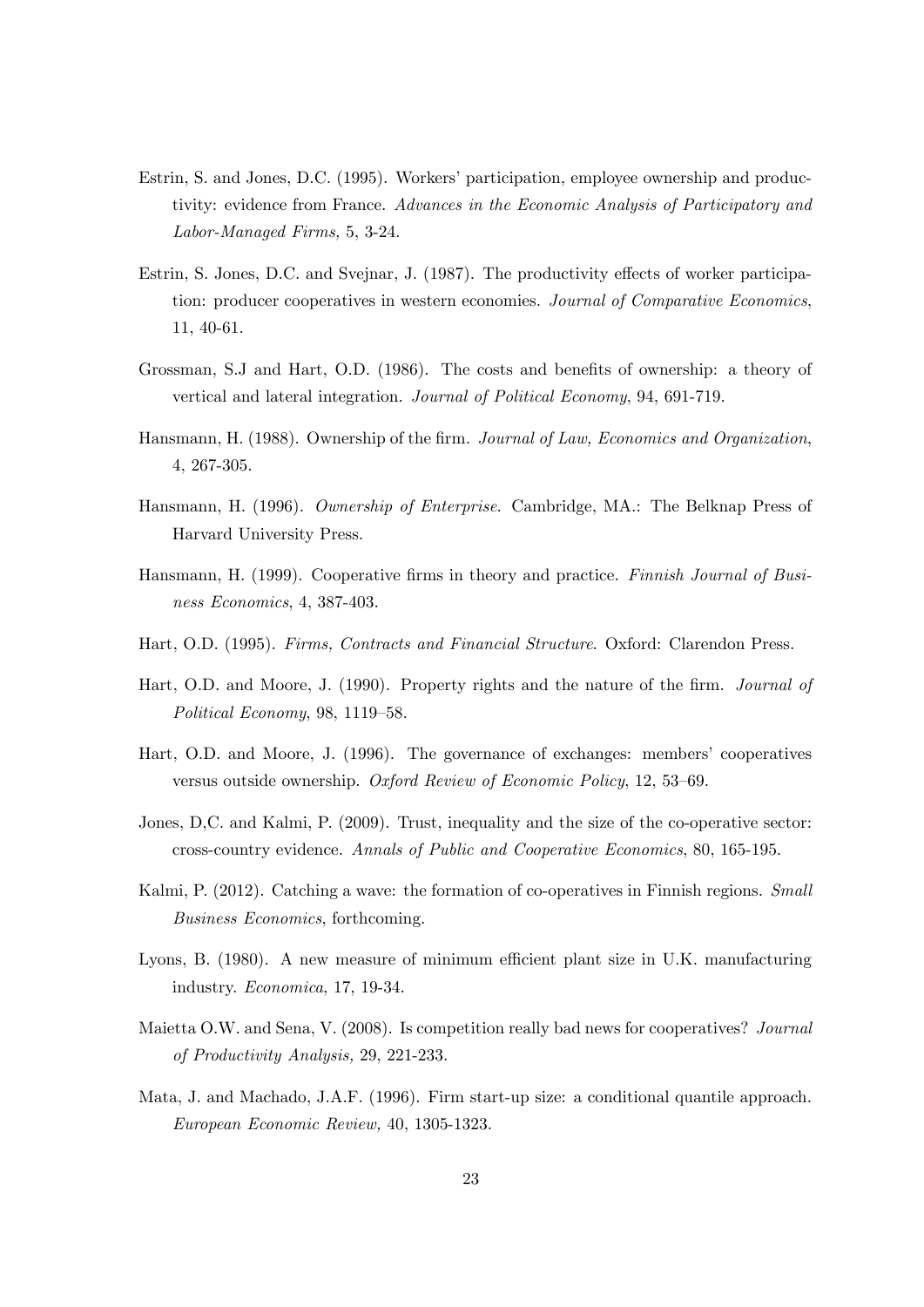Estrin, S. and Jones, D.C. (1995). Workers' participation, employee ownership and productivity: evidence from France. *Advances in the Economic Analysis of Participatory and Labor-Managed Firms,* 5, 3-24.

Estrin, S. Jones, D.C. and Svejnar, J. (1987). The productivity effects of worker participation: producer cooperatives in western economies. *Journal of Comparative Economics*, 11, 40-61.

Grossman, S.J and Hart, O.D. (1986). The costs and benefits of ownership: a theory of vertical and lateral integration. *Journal of Political Economy*, 94, 691-719.

Hansmann, H. (1988). Ownership of the firm. *Journal of Law, Economics and Organization*, 4, 267-305.

Hansmann, H. (1996). *Ownership of Enterprise*. Cambridge, MA.: The Belknap Press of Harvard University Press.

Hansmann, H. (1999). Cooperative firms in theory and practice. *Finnish Journal of Business Economics*, 4, 387-403.

Hart, O.D. (1995). *Firms, Contracts and Financial Structure*. Oxford: Clarendon Press.

Hart, O.D. and Moore, J. (1990). Property rights and the nature of the firm. *Journal of Political Economy*, 98, 1119–58.

Hart, O.D. and Moore, J. (1996). The governance of exchanges: members' cooperatives versus outside ownership. *Oxford Review of Economic Policy*, 12, 53–69.

Jones, D,C. and Kalmi, P. (2009). Trust, inequality and the size of the co-operative sector: cross-country evidence. *Annals of Public and Cooperative Economics*, 80, 165-195.

Kalmi, P. (2012). Catching a wave: the formation of co-operatives in Finnish regions. *Small Business Economics*, forthcoming.

Lyons, B. (1980). A new measure of minimum efficient plant size in U.K. manufacturing industry. *Economica*, 17, 19-34.

Maietta O.W. and Sena, V. (2008). Is competition really bad news for cooperatives? *Journal of Productivity Analysis,* 29, 221-233.

Mata, J. and Machado, J.A.F. (1996). Firm start-up size: a conditional quantile approach. *European Economic Review,* 40, 1305-1323.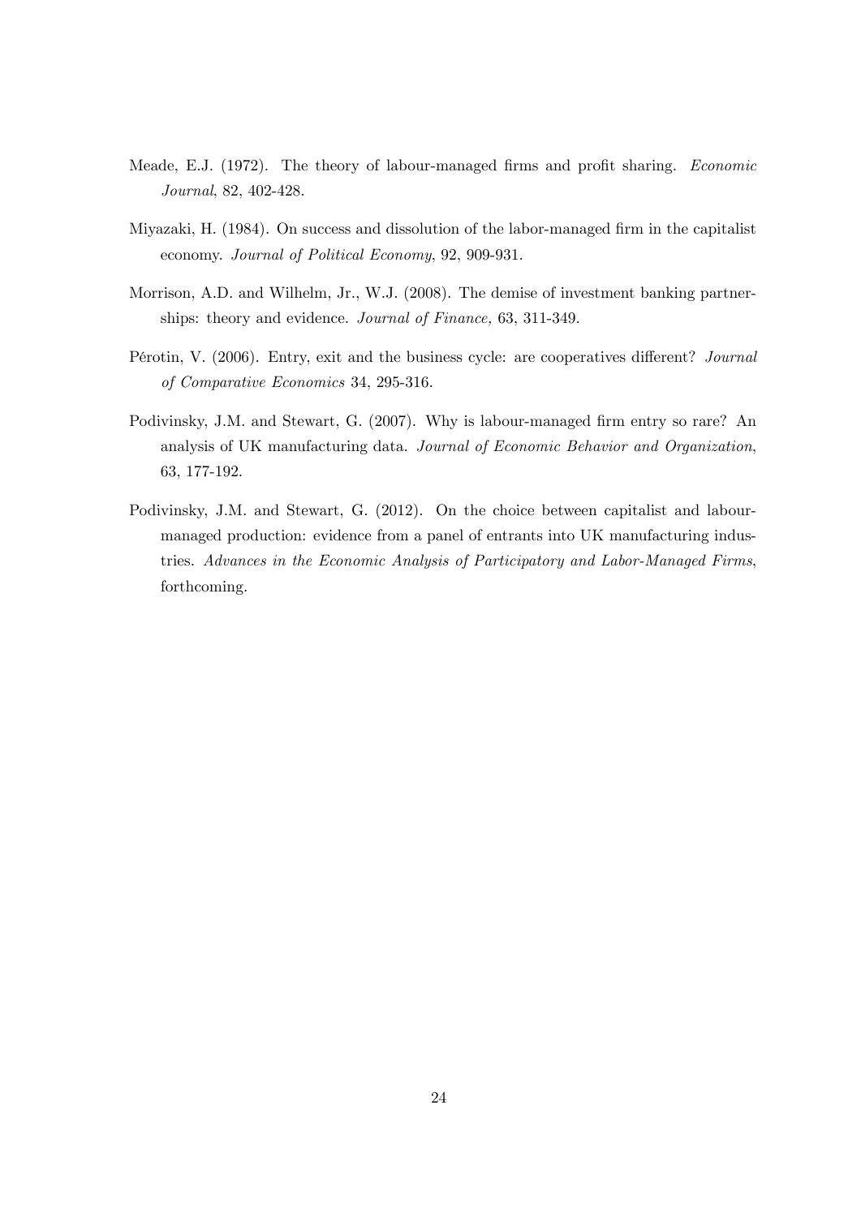Meade, E.J. (1972). The theory of labour-managed firms and profit sharing. *Economic Journal*, 82, 402-428.

Miyazaki, H. (1984). On success and dissolution of the labor-managed firm in the capitalist economy. *Journal of Political Economy*, 92, 909-931.

Morrison, A.D. and Wilhelm, Jr., W.J. (2008). The demise of investment banking partnerships: theory and evidence. *Journal of Finance,* 63, 311-349.

Pérotin, V. (2006). Entry, exit and the business cycle: are cooperatives different? *Journal of Comparative Economics* 34, 295-316.

Podivinsky, J.M. and Stewart, G. (2007). Why is labour-managed firm entry so rare? An analysis of UK manufacturing data. *Journal of Economic Behavior and Organization*, 63, 177-192.

Podivinsky, J.M. and Stewart, G. (2012). On the choice between capitalist and labour-managed production: evidence from a panel of entrants into UK manufacturing industries. *Advances in the Economic Analysis of Participatory and Labor-Managed Firms*, forthcoming.